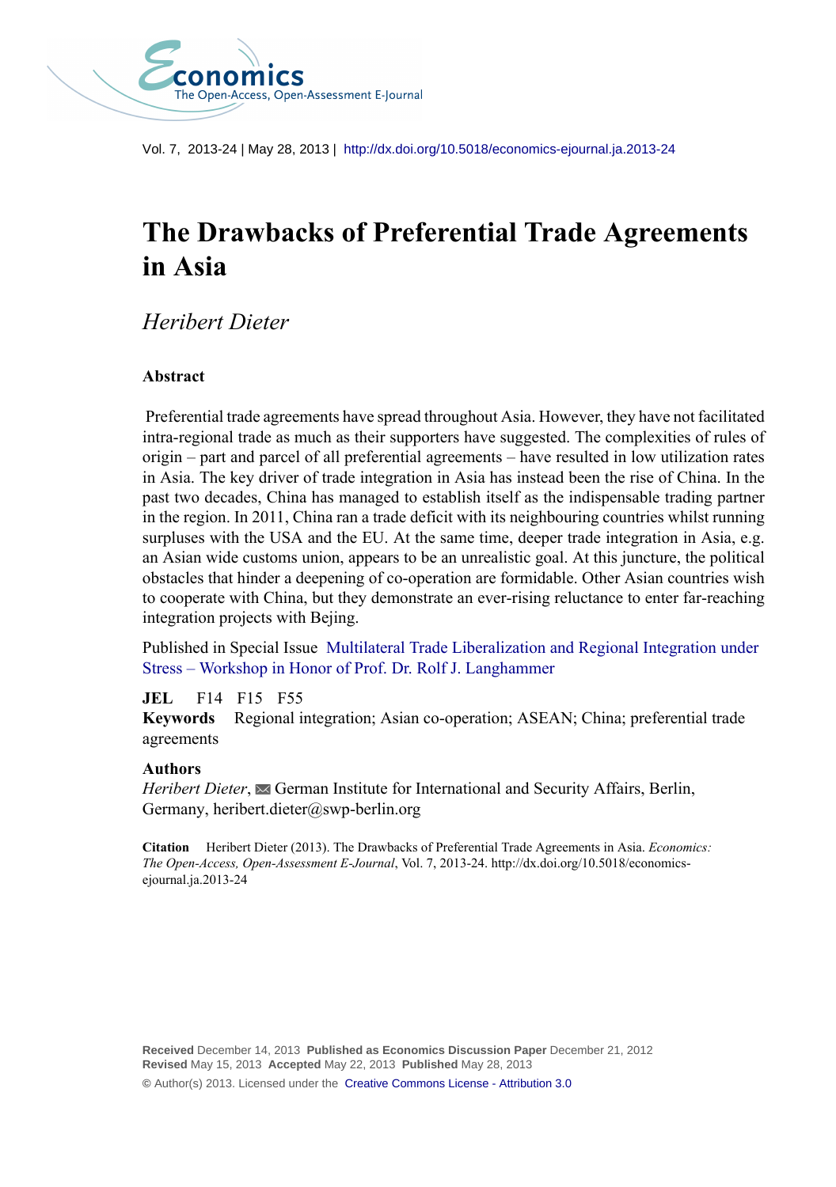Economics
The Open-Access, Open-Assessment E-Journal

Vol. 7, 2013-24 | May 28, 2013 | http://dx.doi.org/10.5018/economics-ejournal.ja.2013-24

# The Drawbacks of Preferential Trade Agreements in Asia

*Heribert Dieter*

## Abstract

Preferential trade agreements have spread throughout Asia. However, they have not facilitated intra-regional trade as much as their supporters have suggested. The complexities of rules of origin – part and parcel of all preferential agreements – have resulted in low utilization rates in Asia. The key driver of trade integration in Asia has instead been the rise of China. In the past two decades, China has managed to establish itself as the indispensable trading partner in the region. In 2011, China ran a trade deficit with its neighbouring countries whilst running surpluses with the USA and the EU. At the same time, deeper trade integration in Asia, e.g. an Asian wide customs union, appears to be an unrealistic goal. At this juncture, the political obstacles that hinder a deepening of co-operation are formidable. Other Asian countries wish to cooperate with China, but they demonstrate an ever-rising reluctance to enter far-reaching integration projects with Bejing.

Published in Special Issue Multilateral Trade Liberalization and Regional Integration under Stress – Workshop in Honor of Prof. Dr. Rolf J. Langhammer

**JEL** F14 F15 F55

**Keywords** Regional integration; Asian co-operation; ASEAN; China; preferential trade agreements

**Authors**

*Heribert Dieter*, German Institute for International and Security Affairs, Berlin, Germany, heribert.dieter@swp-berlin.org

**Citation** Heribert Dieter (2013). The Drawbacks of Preferential Trade Agreements in Asia. *Economics: The Open-Access, Open-Assessment E-Journal*, Vol. 7, 2013-24. http://dx.doi.org/10.5018/economics-ejournal.ja.2013-24

**Received** December 14, 2013 **Published as Economics Discussion Paper** December 21, 2012
**Revised** May 15, 2013 **Accepted** May 22, 2013 **Published** May 28, 2013

© Author(s) 2013. Licensed under the Creative Commons License - Attribution 3.0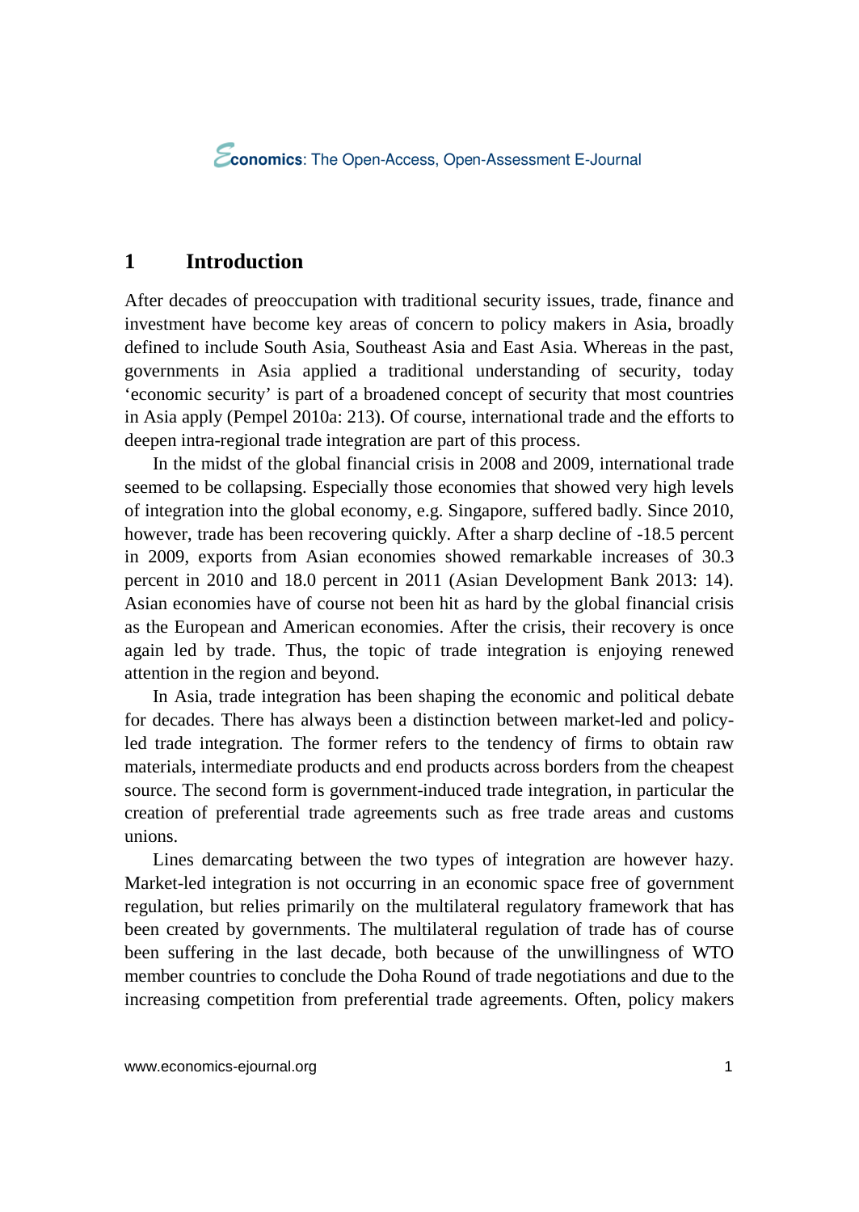## 1 Introduction

After decades of preoccupation with traditional security issues, trade, finance and investment have become key areas of concern to policy makers in Asia, broadly defined to include South Asia, Southeast Asia and East Asia. Whereas in the past, governments in Asia applied a traditional understanding of security, today 'economic security' is part of a broadened concept of security that most countries in Asia apply (Pempel 2010a: 213). Of course, international trade and the efforts to deepen intra-regional trade integration are part of this process.

In the midst of the global financial crisis in 2008 and 2009, international trade seemed to be collapsing. Especially those economies that showed very high levels of integration into the global economy, e.g. Singapore, suffered badly. Since 2010, however, trade has been recovering quickly. After a sharp decline of -18.5 percent in 2009, exports from Asian economies showed remarkable increases of 30.3 percent in 2010 and 18.0 percent in 2011 (Asian Development Bank 2013: 14). Asian economies have of course not been hit as hard by the global financial crisis as the European and American economies. After the crisis, their recovery is once again led by trade. Thus, the topic of trade integration is enjoying renewed attention in the region and beyond.

In Asia, trade integration has been shaping the economic and political debate for decades. There has always been a distinction between market-led and policy-led trade integration. The former refers to the tendency of firms to obtain raw materials, intermediate products and end products across borders from the cheapest source. The second form is government-induced trade integration, in particular the creation of preferential trade agreements such as free trade areas and customs unions.

Lines demarcating between the two types of integration are however hazy. Market-led integration is not occurring in an economic space free of government regulation, but relies primarily on the multilateral regulatory framework that has been created by governments. The multilateral regulation of trade has of course been suffering in the last decade, both because of the unwillingness of WTO member countries to conclude the Doha Round of trade negotiations and due to the increasing competition from preferential trade agreements. Often, policy makers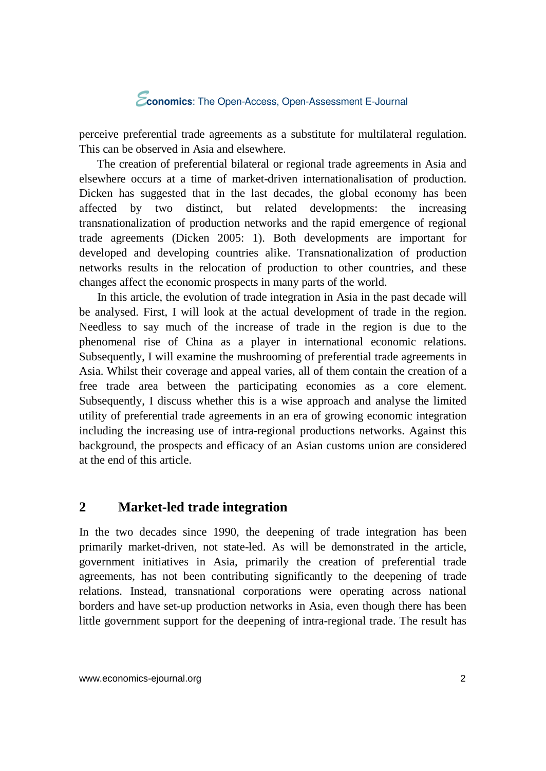perceive preferential trade agreements as a substitute for multilateral regulation. This can be observed in Asia and elsewhere.

The creation of preferential bilateral or regional trade agreements in Asia and elsewhere occurs at a time of market-driven internationalisation of production. Dicken has suggested that in the last decades, the global economy has been affected by two distinct, but related developments: the increasing transnationalization of production networks and the rapid emergence of regional trade agreements (Dicken 2005: 1). Both developments are important for developed and developing countries alike. Transnationalization of production networks results in the relocation of production to other countries, and these changes affect the economic prospects in many parts of the world.

In this article, the evolution of trade integration in Asia in the past decade will be analysed. First, I will look at the actual development of trade in the region. Needless to say much of the increase of trade in the region is due to the phenomenal rise of China as a player in international economic relations. Subsequently, I will examine the mushrooming of preferential trade agreements in Asia. Whilst their coverage and appeal varies, all of them contain the creation of a free trade area between the participating economies as a core element. Subsequently, I discuss whether this is a wise approach and analyse the limited utility of preferential trade agreements in an era of growing economic integration including the increasing use of intra-regional productions networks. Against this background, the prospects and efficacy of an Asian customs union are considered at the end of this article.

## 2 Market-led trade integration

In the two decades since 1990, the deepening of trade integration has been primarily market-driven, not state-led. As will be demonstrated in the article, government initiatives in Asia, primarily the creation of preferential trade agreements, has not been contributing significantly to the deepening of trade relations. Instead, transnational corporations were operating across national borders and have set-up production networks in Asia, even though there has been little government support for the deepening of intra-regional trade. The result has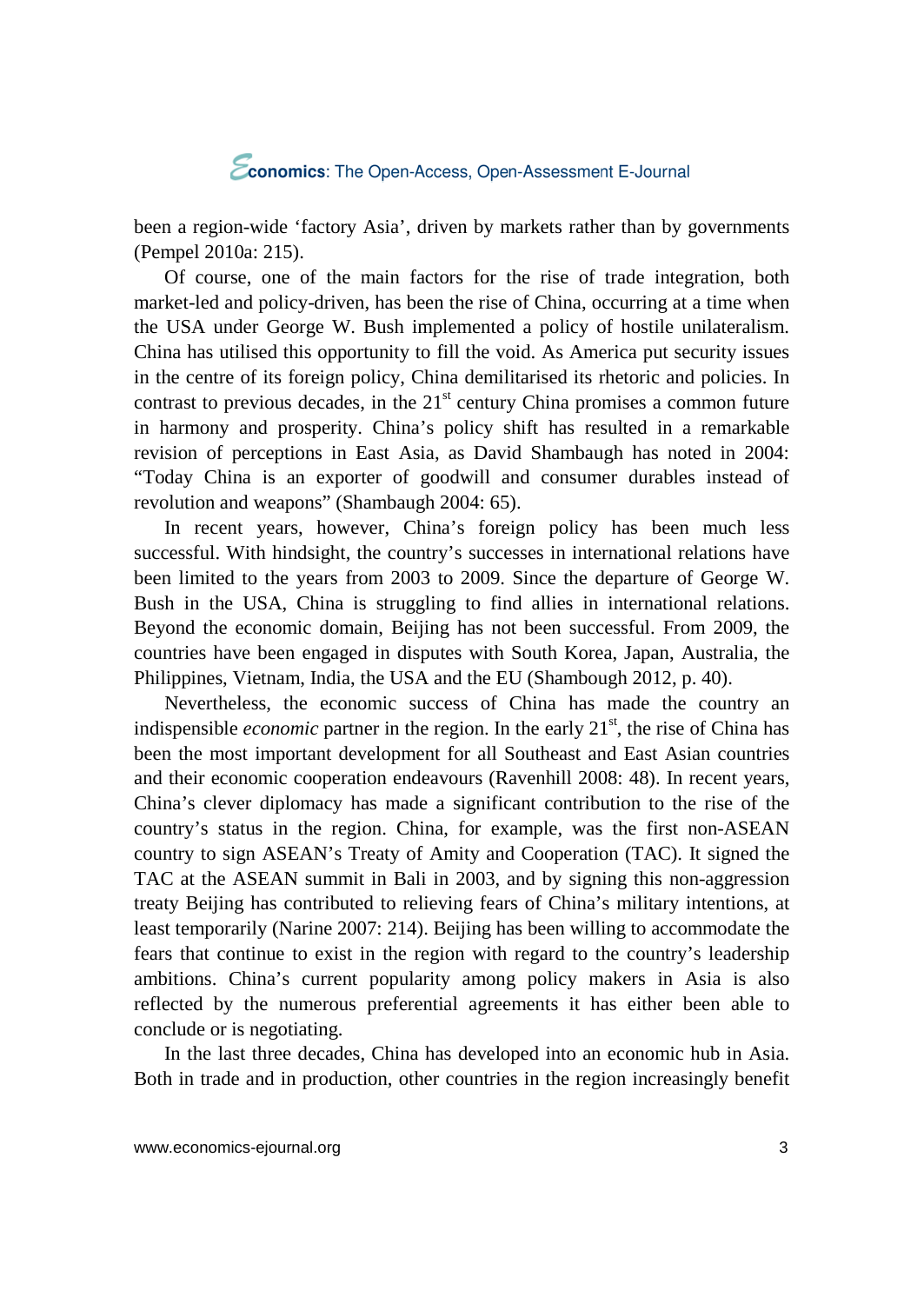been a region-wide ‘factory Asia’, driven by markets rather than by governments (Pempel 2010a: 215).

Of course, one of the main factors for the rise of trade integration, both market-led and policy-driven, has been the rise of China, occurring at a time when the USA under George W. Bush implemented a policy of hostile unilateralism. China has utilised this opportunity to fill the void. As America put security issues in the centre of its foreign policy, China demilitarised its rhetoric and policies. In contrast to previous decades, in the 21st century China promises a common future in harmony and prosperity. China’s policy shift has resulted in a remarkable revision of perceptions in East Asia, as David Shambaugh has noted in 2004: “Today China is an exporter of goodwill and consumer durables instead of revolution and weapons” (Shambaugh 2004: 65).

In recent years, however, China’s foreign policy has been much less successful. With hindsight, the country’s successes in international relations have been limited to the years from 2003 to 2009. Since the departure of George W. Bush in the USA, China is struggling to find allies in international relations. Beyond the economic domain, Beijing has not been successful. From 2009, the countries have been engaged in disputes with South Korea, Japan, Australia, the Philippines, Vietnam, India, the USA and the EU (Shambough 2012, p. 40).

Nevertheless, the economic success of China has made the country an indispensible *economic* partner in the region. In the early 21st, the rise of China has been the most important development for all Southeast and East Asian countries and their economic cooperation endeavours (Ravenhill 2008: 48). In recent years, China’s clever diplomacy has made a significant contribution to the rise of the country’s status in the region. China, for example, was the first non-ASEAN country to sign ASEAN’s Treaty of Amity and Cooperation (TAC). It signed the TAC at the ASEAN summit in Bali in 2003, and by signing this non-aggression treaty Beijing has contributed to relieving fears of China’s military intentions, at least temporarily (Narine 2007: 214). Beijing has been willing to accommodate the fears that continue to exist in the region with regard to the country’s leadership ambitions. China’s current popularity among policy makers in Asia is also reflected by the numerous preferential agreements it has either been able to conclude or is negotiating.

In the last three decades, China has developed into an economic hub in Asia. Both in trade and in production, other countries in the region increasingly benefit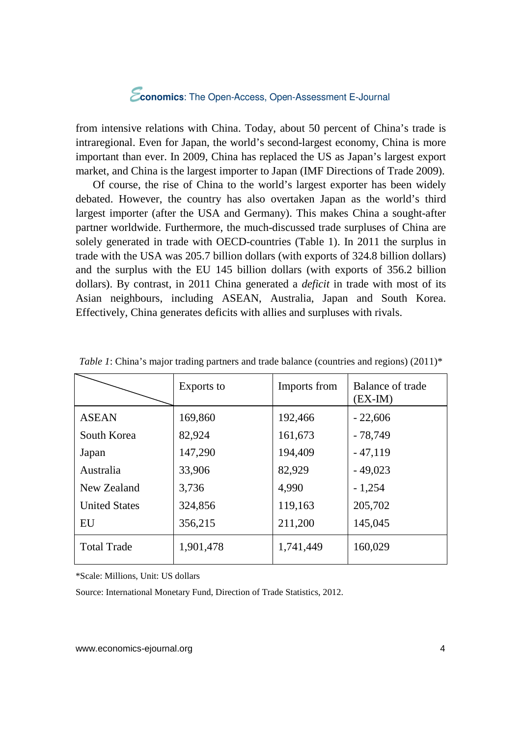from intensive relations with China. Today, about 50 percent of China's trade is intraregional. Even for Japan, the world's second-largest economy, China is more important than ever. In 2009, China has replaced the US as Japan's largest export market, and China is the largest importer to Japan (IMF Directions of Trade 2009).

Of course, the rise of China to the world's largest exporter has been widely debated. However, the country has also overtaken Japan as the world's third largest importer (after the USA and Germany). This makes China a sought-after partner worldwide. Furthermore, the much-discussed trade surpluses of China are solely generated in trade with OECD-countries (Table 1). In 2011 the surplus in trade with the USA was 205.7 billion dollars (with exports of 324.8 billion dollars) and the surplus with the EU 145 billion dollars (with exports of 356.2 billion dollars). By contrast, in 2011 China generated a *deficit* in trade with most of its Asian neighbours, including ASEAN, Australia, Japan and South Korea. Effectively, China generates deficits with allies and surpluses with rivals.

*Table 1*: China's major trading partners and trade balance (countries and regions) (2011)*

| | Exports to | Imports from | Balance of trade (EX-IM) |
|---|---|---|---|
| ASEAN | 169,860 | 192,466 | - 22,606 |
| South Korea | 82,924 | 161,673 | - 78,749 |
| Japan | 147,290 | 194,409 | - 47,119 |
| Australia | 33,906 | 82,929 | - 49,023 |
| New Zealand | 3,736 | 4,990 | - 1,254 |
| United States | 324,856 | 119,163 | 205,702 |
| EU | 356,215 | 211,200 | 145,045 |
| Total Trade | 1,901,478 | 1,741,449 | 160,029 |

*Scale: Millions, Unit: US dollars

Source: International Monetary Fund, Direction of Trade Statistics, 2012.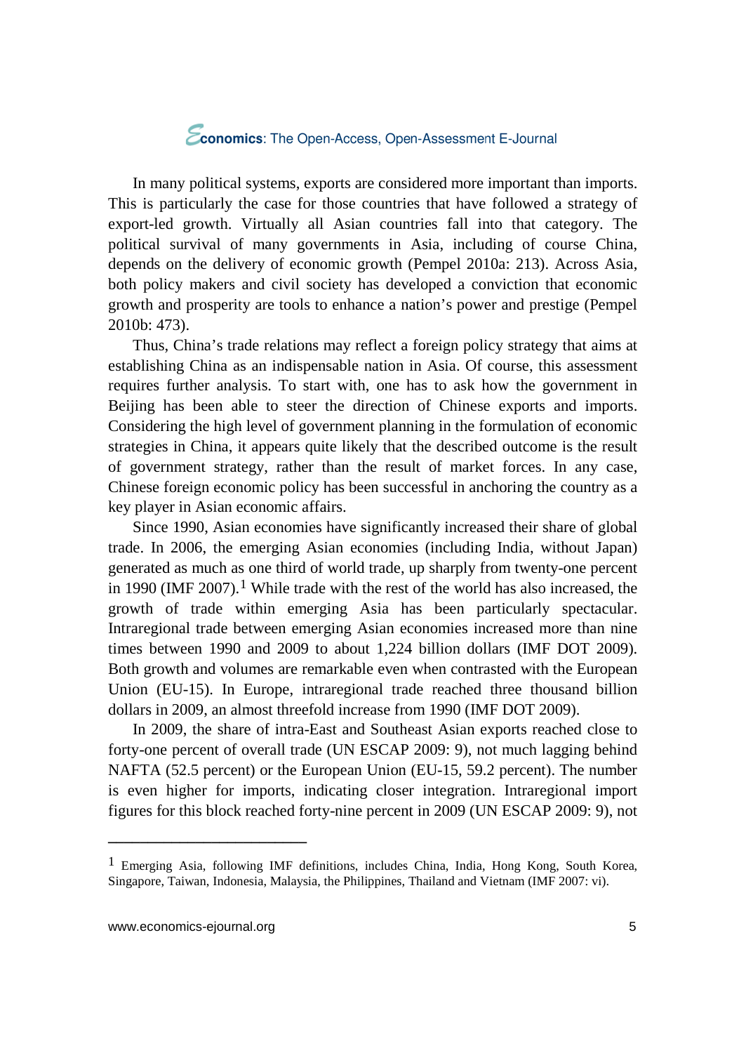In many political systems, exports are considered more important than imports. This is particularly the case for those countries that have followed a strategy of export-led growth. Virtually all Asian countries fall into that category. The political survival of many governments in Asia, including of course China, depends on the delivery of economic growth (Pempel 2010a: 213). Across Asia, both policy makers and civil society has developed a conviction that economic growth and prosperity are tools to enhance a nation's power and prestige (Pempel 2010b: 473).

Thus, China's trade relations may reflect a foreign policy strategy that aims at establishing China as an indispensable nation in Asia. Of course, this assessment requires further analysis. To start with, one has to ask how the government in Beijing has been able to steer the direction of Chinese exports and imports. Considering the high level of government planning in the formulation of economic strategies in China, it appears quite likely that the described outcome is the result of government strategy, rather than the result of market forces. In any case, Chinese foreign economic policy has been successful in anchoring the country as a key player in Asian economic affairs.

Since 1990, Asian economies have significantly increased their share of global trade. In 2006, the emerging Asian economies (including India, without Japan) generated as much as one third of world trade, up sharply from twenty-one percent in 1990 (IMF 2007).[1] While trade with the rest of the world has also increased, the growth of trade within emerging Asia has been particularly spectacular. Intraregional trade between emerging Asian economies increased more than nine times between 1990 and 2009 to about 1,224 billion dollars (IMF DOT 2009). Both growth and volumes are remarkable even when contrasted with the European Union (EU-15). In Europe, intraregional trade reached three thousand billion dollars in 2009, an almost threefold increase from 1990 (IMF DOT 2009).

In 2009, the share of intra-East and Southeast Asian exports reached close to forty-one percent of overall trade (UN ESCAP 2009: 9), not much lagging behind NAFTA (52.5 percent) or the European Union (EU-15, 59.2 percent). The number is even higher for imports, indicating closer integration. Intraregional import figures for this block reached forty-nine percent in 2009 (UN ESCAP 2009: 9), not

---

[1] Emerging Asia, following IMF definitions, includes China, India, Hong Kong, South Korea, Singapore, Taiwan, Indonesia, Malaysia, the Philippines, Thailand and Vietnam (IMF 2007: vi).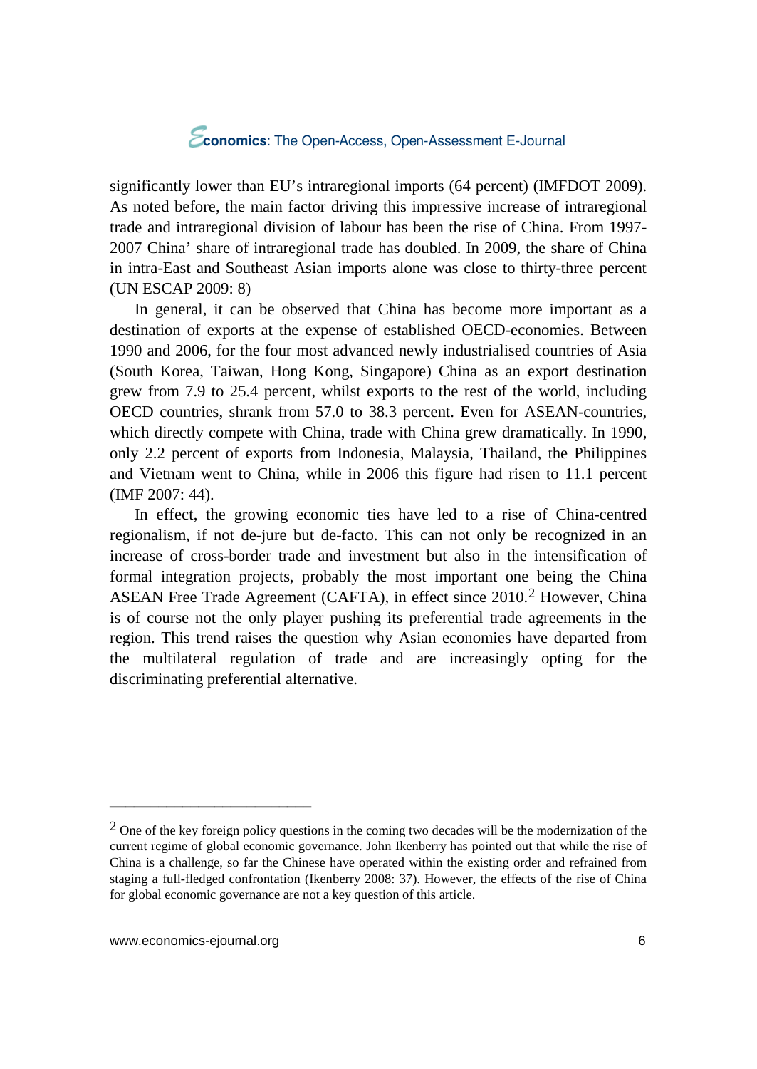significantly lower than EU's intraregional imports (64 percent) (IMFDOT 2009). As noted before, the main factor driving this impressive increase of intraregional trade and intraregional division of labour has been the rise of China. From 1997-2007 China' share of intraregional trade has doubled. In 2009, the share of China in intra-East and Southeast Asian imports alone was close to thirty-three percent (UN ESCAP 2009: 8)

In general, it can be observed that China has become more important as a destination of exports at the expense of established OECD-economies. Between 1990 and 2006, for the four most advanced newly industrialised countries of Asia (South Korea, Taiwan, Hong Kong, Singapore) China as an export destination grew from 7.9 to 25.4 percent, whilst exports to the rest of the world, including OECD countries, shrank from 57.0 to 38.3 percent. Even for ASEAN-countries, which directly compete with China, trade with China grew dramatically. In 1990, only 2.2 percent of exports from Indonesia, Malaysia, Thailand, the Philippines and Vietnam went to China, while in 2006 this figure had risen to 11.1 percent (IMF 2007: 44).

In effect, the growing economic ties have led to a rise of China-centred regionalism, if not de-jure but de-facto. This can not only be recognized in an increase of cross-border trade and investment but also in the intensification of formal integration projects, probably the most important one being the China ASEAN Free Trade Agreement (CAFTA), in effect since 2010.[2] However, China is of course not the only player pushing its preferential trade agreements in the region. This trend raises the question why Asian economies have departed from the multilateral regulation of trade and are increasingly opting for the discriminating preferential alternative.

---

[2] One of the key foreign policy questions in the coming two decades will be the modernization of the current regime of global economic governance. John Ikenberry has pointed out that while the rise of China is a challenge, so far the Chinese have operated within the existing order and refrained from staging a full-fledged confrontation (Ikenberry 2008: 37). However, the effects of the rise of China for global economic governance are not a key question of this article.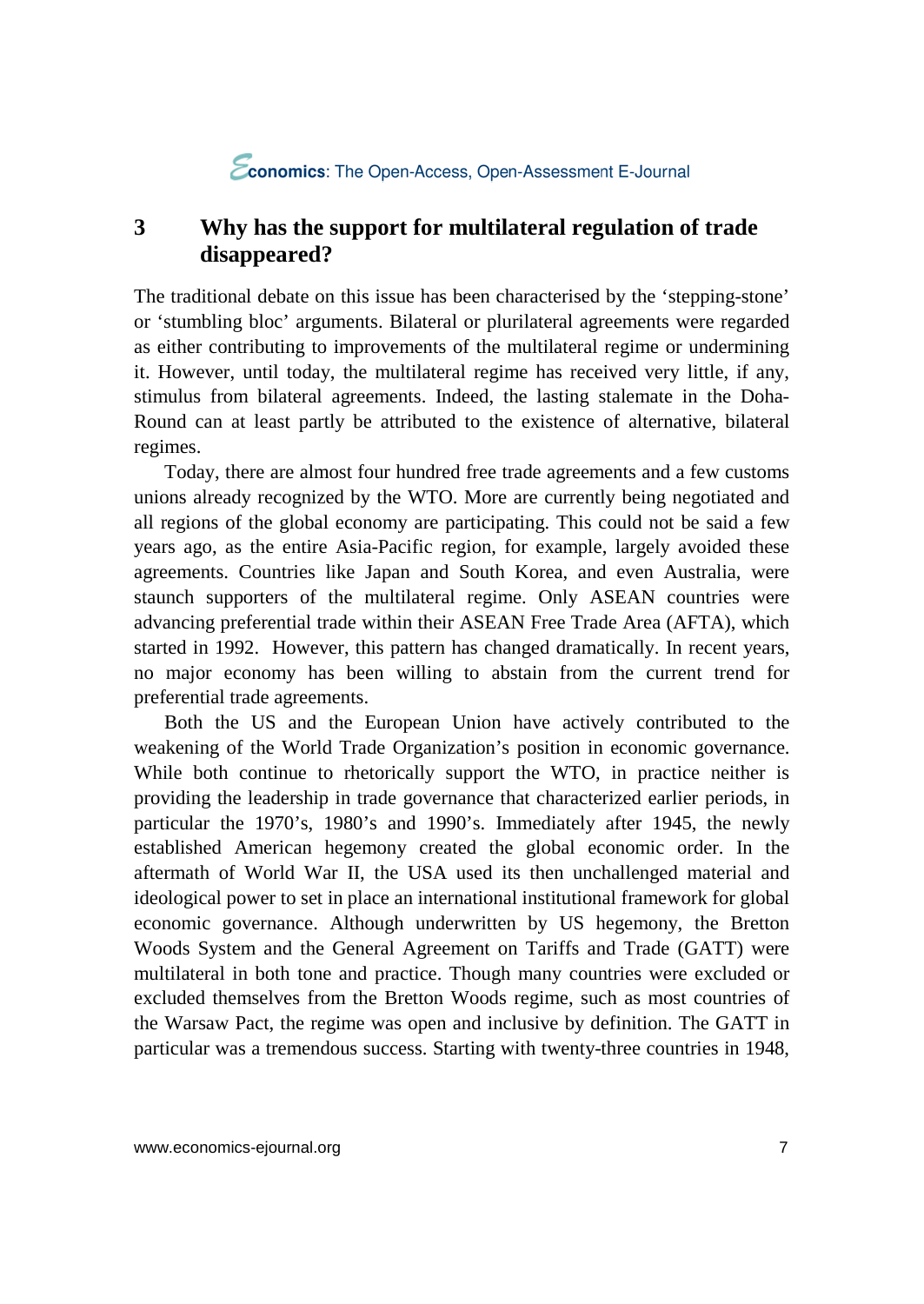## 3 Why has the support for multilateral regulation of trade disappeared?

The traditional debate on this issue has been characterised by the 'stepping-stone' or 'stumbling bloc' arguments. Bilateral or plurilateral agreements were regarded as either contributing to improvements of the multilateral regime or undermining it. However, until today, the multilateral regime has received very little, if any, stimulus from bilateral agreements. Indeed, the lasting stalemate in the Doha-Round can at least partly be attributed to the existence of alternative, bilateral regimes.

Today, there are almost four hundred free trade agreements and a few customs unions already recognized by the WTO. More are currently being negotiated and all regions of the global economy are participating. This could not be said a few years ago, as the entire Asia-Pacific region, for example, largely avoided these agreements. Countries like Japan and South Korea, and even Australia, were staunch supporters of the multilateral regime. Only ASEAN countries were advancing preferential trade within their ASEAN Free Trade Area (AFTA), which started in 1992. However, this pattern has changed dramatically. In recent years, no major economy has been willing to abstain from the current trend for preferential trade agreements.

Both the US and the European Union have actively contributed to the weakening of the World Trade Organization's position in economic governance. While both continue to rhetorically support the WTO, in practice neither is providing the leadership in trade governance that characterized earlier periods, in particular the 1970's, 1980's and 1990's. Immediately after 1945, the newly established American hegemony created the global economic order. In the aftermath of World War II, the USA used its then unchallenged material and ideological power to set in place an international institutional framework for global economic governance. Although underwritten by US hegemony, the Bretton Woods System and the General Agreement on Tariffs and Trade (GATT) were multilateral in both tone and practice. Though many countries were excluded or excluded themselves from the Bretton Woods regime, such as most countries of the Warsaw Pact, the regime was open and inclusive by definition. The GATT in particular was a tremendous success. Starting with twenty-three countries in 1948,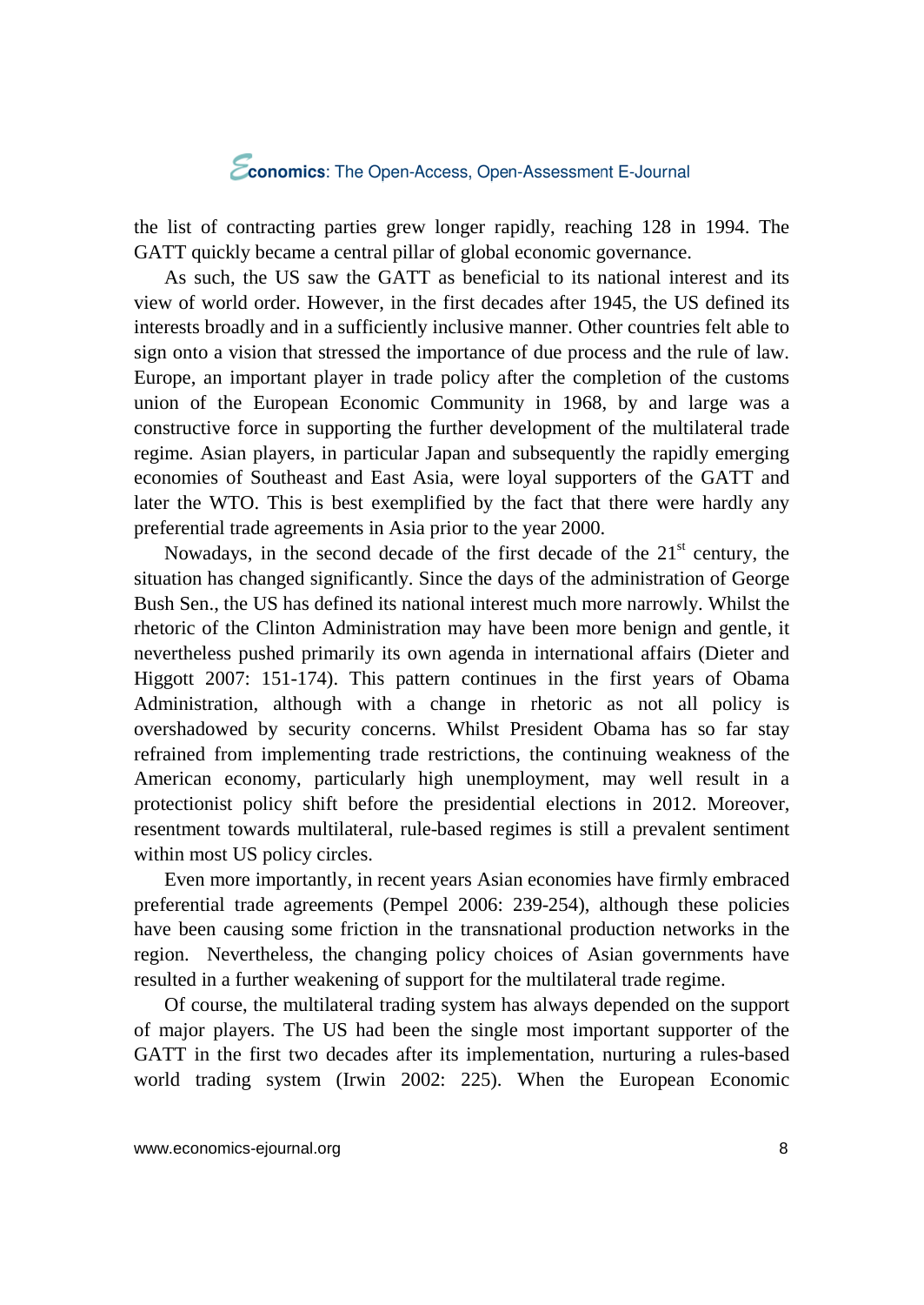the list of contracting parties grew longer rapidly, reaching 128 in 1994. The GATT quickly became a central pillar of global economic governance.

As such, the US saw the GATT as beneficial to its national interest and its view of world order. However, in the first decades after 1945, the US defined its interests broadly and in a sufficiently inclusive manner. Other countries felt able to sign onto a vision that stressed the importance of due process and the rule of law. Europe, an important player in trade policy after the completion of the customs union of the European Economic Community in 1968, by and large was a constructive force in supporting the further development of the multilateral trade regime. Asian players, in particular Japan and subsequently the rapidly emerging economies of Southeast and East Asia, were loyal supporters of the GATT and later the WTO. This is best exemplified by the fact that there were hardly any preferential trade agreements in Asia prior to the year 2000.

Nowadays, in the second decade of the first decade of the 21st century, the situation has changed significantly. Since the days of the administration of George Bush Sen., the US has defined its national interest much more narrowly. Whilst the rhetoric of the Clinton Administration may have been more benign and gentle, it nevertheless pushed primarily its own agenda in international affairs (Dieter and Higgott 2007: 151-174). This pattern continues in the first years of Obama Administration, although with a change in rhetoric as not all policy is overshadowed by security concerns. Whilst President Obama has so far stay refrained from implementing trade restrictions, the continuing weakness of the American economy, particularly high unemployment, may well result in a protectionist policy shift before the presidential elections in 2012. Moreover, resentment towards multilateral, rule-based regimes is still a prevalent sentiment within most US policy circles.

Even more importantly, in recent years Asian economies have firmly embraced preferential trade agreements (Pempel 2006: 239-254), although these policies have been causing some friction in the transnational production networks in the region. Nevertheless, the changing policy choices of Asian governments have resulted in a further weakening of support for the multilateral trade regime.

Of course, the multilateral trading system has always depended on the support of major players. The US had been the single most important supporter of the GATT in the first two decades after its implementation, nurturing a rules-based world trading system (Irwin 2002: 225). When the European Economic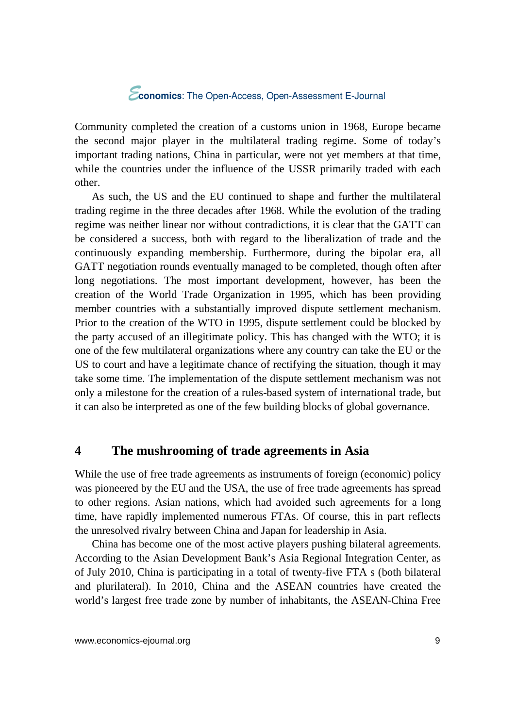Community completed the creation of a customs union in 1968, Europe became the second major player in the multilateral trading regime. Some of today's important trading nations, China in particular, were not yet members at that time, while the countries under the influence of the USSR primarily traded with each other.

As such, the US and the EU continued to shape and further the multilateral trading regime in the three decades after 1968. While the evolution of the trading regime was neither linear nor without contradictions, it is clear that the GATT can be considered a success, both with regard to the liberalization of trade and the continuously expanding membership. Furthermore, during the bipolar era, all GATT negotiation rounds eventually managed to be completed, though often after long negotiations. The most important development, however, has been the creation of the World Trade Organization in 1995, which has been providing member countries with a substantially improved dispute settlement mechanism. Prior to the creation of the WTO in 1995, dispute settlement could be blocked by the party accused of an illegitimate policy. This has changed with the WTO; it is one of the few multilateral organizations where any country can take the EU or the US to court and have a legitimate chance of rectifying the situation, though it may take some time. The implementation of the dispute settlement mechanism was not only a milestone for the creation of a rules-based system of international trade, but it can also be interpreted as one of the few building blocks of global governance.

## 4 The mushrooming of trade agreements in Asia

While the use of free trade agreements as instruments of foreign (economic) policy was pioneered by the EU and the USA, the use of free trade agreements has spread to other regions. Asian nations, which had avoided such agreements for a long time, have rapidly implemented numerous FTAs. Of course, this in part reflects the unresolved rivalry between China and Japan for leadership in Asia.

China has become one of the most active players pushing bilateral agreements. According to the Asian Development Bank's Asia Regional Integration Center, as of July 2010, China is participating in a total of twenty-five FTA s (both bilateral and plurilateral). In 2010, China and the ASEAN countries have created the world's largest free trade zone by number of inhabitants, the ASEAN-China Free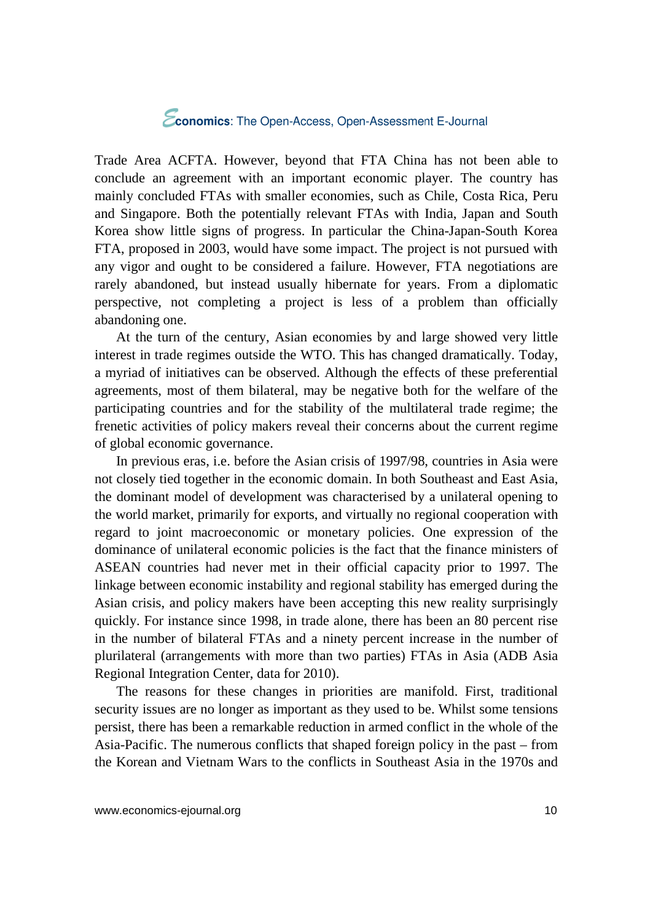Trade Area ACFTA. However, beyond that FTA China has not been able to conclude an agreement with an important economic player. The country has mainly concluded FTAs with smaller economies, such as Chile, Costa Rica, Peru and Singapore. Both the potentially relevant FTAs with India, Japan and South Korea show little signs of progress. In particular the China-Japan-South Korea FTA, proposed in 2003, would have some impact. The project is not pursued with any vigor and ought to be considered a failure. However, FTA negotiations are rarely abandoned, but instead usually hibernate for years. From a diplomatic perspective, not completing a project is less of a problem than officially abandoning one.

At the turn of the century, Asian economies by and large showed very little interest in trade regimes outside the WTO. This has changed dramatically. Today, a myriad of initiatives can be observed. Although the effects of these preferential agreements, most of them bilateral, may be negative both for the welfare of the participating countries and for the stability of the multilateral trade regime; the frenetic activities of policy makers reveal their concerns about the current regime of global economic governance.

In previous eras, i.e. before the Asian crisis of 1997/98, countries in Asia were not closely tied together in the economic domain. In both Southeast and East Asia, the dominant model of development was characterised by a unilateral opening to the world market, primarily for exports, and virtually no regional cooperation with regard to joint macroeconomic or monetary policies. One expression of the dominance of unilateral economic policies is the fact that the finance ministers of ASEAN countries had never met in their official capacity prior to 1997. The linkage between economic instability and regional stability has emerged during the Asian crisis, and policy makers have been accepting this new reality surprisingly quickly. For instance since 1998, in trade alone, there has been an 80 percent rise in the number of bilateral FTAs and a ninety percent increase in the number of plurilateral (arrangements with more than two parties) FTAs in Asia (ADB Asia Regional Integration Center, data for 2010).

The reasons for these changes in priorities are manifold. First, traditional security issues are no longer as important as they used to be. Whilst some tensions persist, there has been a remarkable reduction in armed conflict in the whole of the Asia-Pacific. The numerous conflicts that shaped foreign policy in the past – from the Korean and Vietnam Wars to the conflicts in Southeast Asia in the 1970s and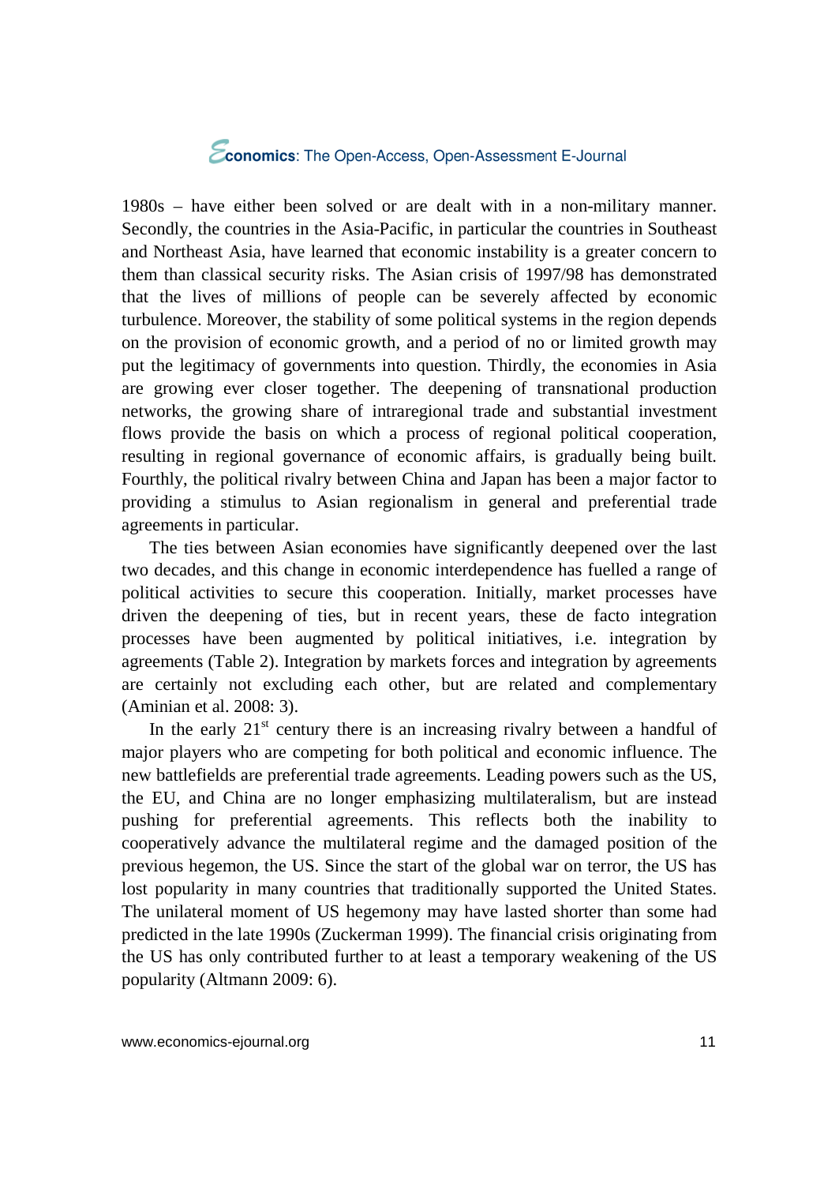1980s – have either been solved or are dealt with in a non-military manner. Secondly, the countries in the Asia-Pacific, in particular the countries in Southeast and Northeast Asia, have learned that economic instability is a greater concern to them than classical security risks. The Asian crisis of 1997/98 has demonstrated that the lives of millions of people can be severely affected by economic turbulence. Moreover, the stability of some political systems in the region depends on the provision of economic growth, and a period of no or limited growth may put the legitimacy of governments into question. Thirdly, the economies in Asia are growing ever closer together. The deepening of transnational production networks, the growing share of intraregional trade and substantial investment flows provide the basis on which a process of regional political cooperation, resulting in regional governance of economic affairs, is gradually being built. Fourthly, the political rivalry between China and Japan has been a major factor to providing a stimulus to Asian regionalism in general and preferential trade agreements in particular.

The ties between Asian economies have significantly deepened over the last two decades, and this change in economic interdependence has fuelled a range of political activities to secure this cooperation. Initially, market processes have driven the deepening of ties, but in recent years, these de facto integration processes have been augmented by political initiatives, i.e. integration by agreements (Table 2). Integration by markets forces and integration by agreements are certainly not excluding each other, but are related and complementary (Aminian et al. 2008: 3).

In the early 21st century there is an increasing rivalry between a handful of major players who are competing for both political and economic influence. The new battlefields are preferential trade agreements. Leading powers such as the US, the EU, and China are no longer emphasizing multilateralism, but are instead pushing for preferential agreements. This reflects both the inability to cooperatively advance the multilateral regime and the damaged position of the previous hegemon, the US. Since the start of the global war on terror, the US has lost popularity in many countries that traditionally supported the United States. The unilateral moment of US hegemony may have lasted shorter than some had predicted in the late 1990s (Zuckerman 1999). The financial crisis originating from the US has only contributed further to at least a temporary weakening of the US popularity (Altmann 2009: 6).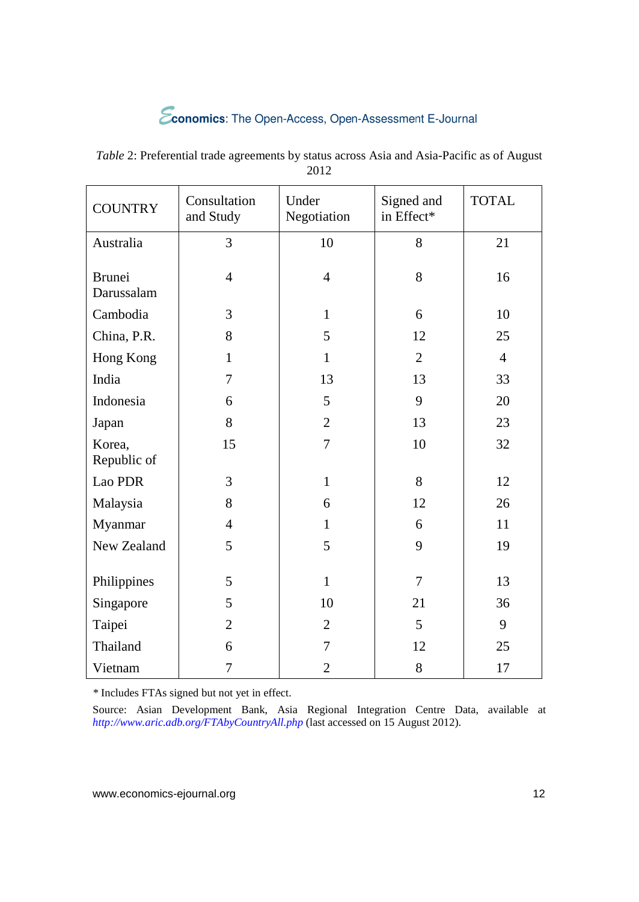*Table* 2: Preferential trade agreements by status across Asia and Asia-Pacific as of August 2012

| COUNTRY | Consultation and Study | Under Negotiation | Signed and in Effect* | TOTAL |
|---|---|---|---|---|
| Australia | 3 | 10 | 8 | 21 |
| Brunei Darussalam | 4 | 4 | 8 | 16 |
| Cambodia | 3 | 1 | 6 | 10 |
| China, P.R. | 8 | 5 | 12 | 25 |
| Hong Kong | 1 | 1 | 2 | 4 |
| India | 7 | 13 | 13 | 33 |
| Indonesia | 6 | 5 | 9 | 20 |
| Japan | 8 | 2 | 13 | 23 |
| Korea, Republic of | 15 | 7 | 10 | 32 |
| Lao PDR | 3 | 1 | 8 | 12 |
| Malaysia | 8 | 6 | 12 | 26 |
| Myanmar | 4 | 1 | 6 | 11 |
| New Zealand | 5 | 5 | 9 | 19 |
| Philippines | 5 | 1 | 7 | 13 |
| Singapore | 5 | 10 | 21 | 36 |
| Taipei | 2 | 2 | 5 | 9 |
| Thailand | 6 | 7 | 12 | 25 |
| Vietnam | 7 | 2 | 8 | 17 |

* Includes FTAs signed but not yet in effect.

Source: Asian Development Bank, Asia Regional Integration Centre Data, available at *http://www.aric.adb.org/FTAbyCountryAll.php* (last accessed on 15 August 2012).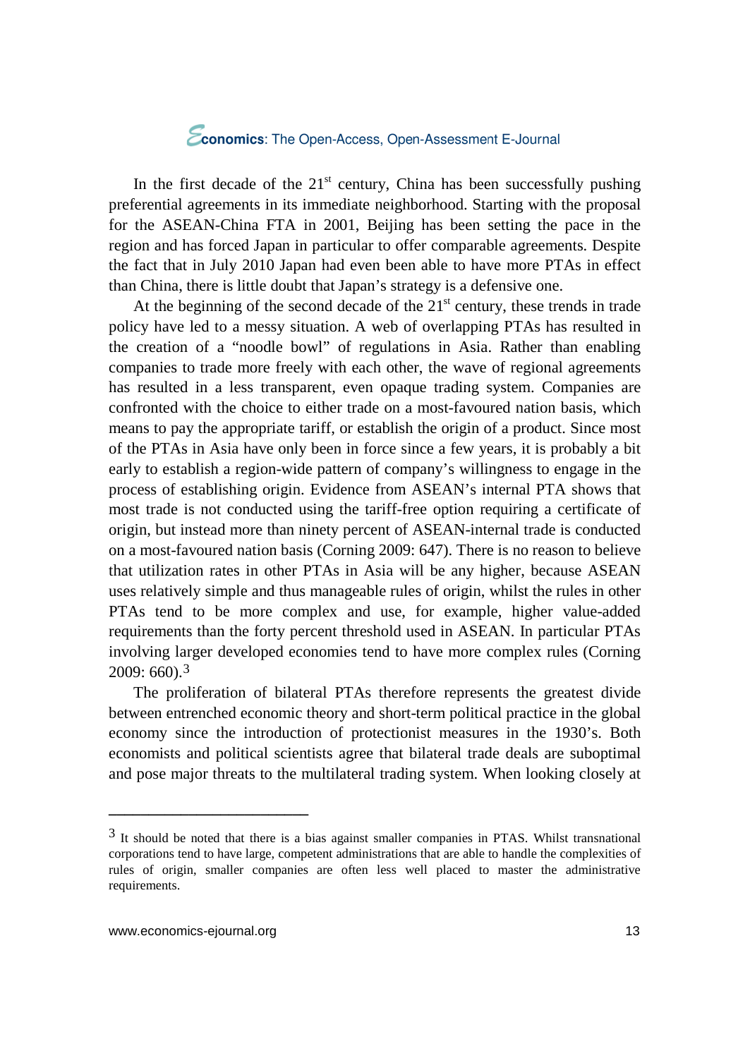In the first decade of the 21st century, China has been successfully pushing preferential agreements in its immediate neighborhood. Starting with the proposal for the ASEAN-China FTA in 2001, Beijing has been setting the pace in the region and has forced Japan in particular to offer comparable agreements. Despite the fact that in July 2010 Japan had even been able to have more PTAs in effect than China, there is little doubt that Japan's strategy is a defensive one.

At the beginning of the second decade of the 21st century, these trends in trade policy have led to a messy situation. A web of overlapping PTAs has resulted in the creation of a "noodle bowl" of regulations in Asia. Rather than enabling companies to trade more freely with each other, the wave of regional agreements has resulted in a less transparent, even opaque trading system. Companies are confronted with the choice to either trade on a most-favoured nation basis, which means to pay the appropriate tariff, or establish the origin of a product. Since most of the PTAs in Asia have only been in force since a few years, it is probably a bit early to establish a region-wide pattern of company's willingness to engage in the process of establishing origin. Evidence from ASEAN's internal PTA shows that most trade is not conducted using the tariff-free option requiring a certificate of origin, but instead more than ninety percent of ASEAN-internal trade is conducted on a most-favoured nation basis (Corning 2009: 647). There is no reason to believe that utilization rates in other PTAs in Asia will be any higher, because ASEAN uses relatively simple and thus manageable rules of origin, whilst the rules in other PTAs tend to be more complex and use, for example, higher value-added requirements than the forty percent threshold used in ASEAN. In particular PTAs involving larger developed economies tend to have more complex rules (Corning 2009: 660).[3]

The proliferation of bilateral PTAs therefore represents the greatest divide between entrenched economic theory and short-term political practice in the global economy since the introduction of protectionist measures in the 1930's. Both economists and political scientists agree that bilateral trade deals are suboptimal and pose major threats to the multilateral trading system. When looking closely at

---

[3] It should be noted that there is a bias against smaller companies in PTAS. Whilst transnational corporations tend to have large, competent administrations that are able to handle the complexities of rules of origin, smaller companies are often less well placed to master the administrative requirements.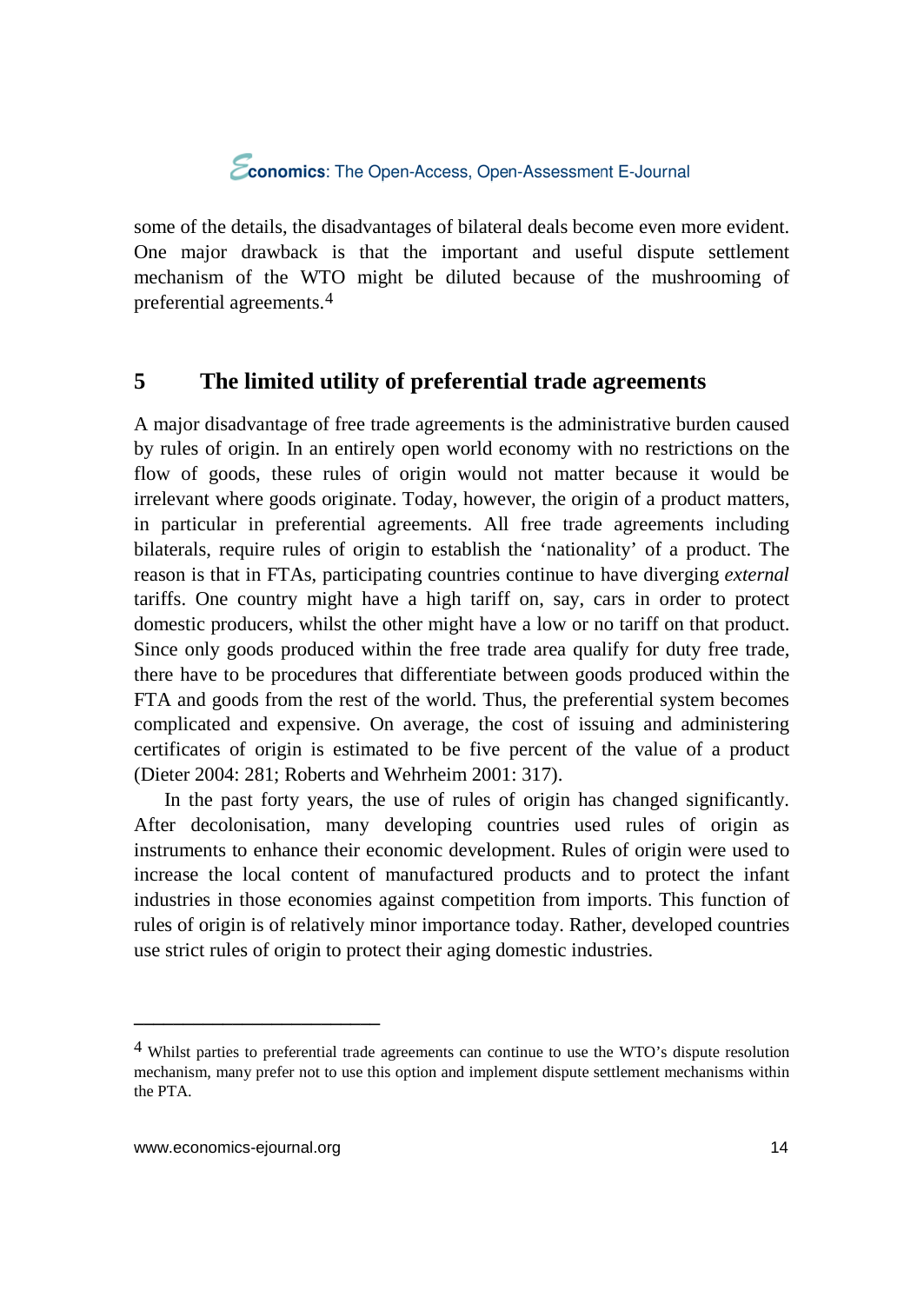some of the details, the disadvantages of bilateral deals become even more evident. One major drawback is that the important and useful dispute settlement mechanism of the WTO might be diluted because of the mushrooming of preferential agreements.[4]

## 5 The limited utility of preferential trade agreements

A major disadvantage of free trade agreements is the administrative burden caused by rules of origin. In an entirely open world economy with no restrictions on the flow of goods, these rules of origin would not matter because it would be irrelevant where goods originate. Today, however, the origin of a product matters, in particular in preferential agreements. All free trade agreements including bilaterals, require rules of origin to establish the 'nationality' of a product. The reason is that in FTAs, participating countries continue to have diverging *external* tariffs. One country might have a high tariff on, say, cars in order to protect domestic producers, whilst the other might have a low or no tariff on that product. Since only goods produced within the free trade area qualify for duty free trade, there have to be procedures that differentiate between goods produced within the FTA and goods from the rest of the world. Thus, the preferential system becomes complicated and expensive. On average, the cost of issuing and administering certificates of origin is estimated to be five percent of the value of a product (Dieter 2004: 281; Roberts and Wehrheim 2001: 317).

In the past forty years, the use of rules of origin has changed significantly. After decolonisation, many developing countries used rules of origin as instruments to enhance their economic development. Rules of origin were used to increase the local content of manufactured products and to protect the infant industries in those economies against competition from imports. This function of rules of origin is of relatively minor importance today. Rather, developed countries use strict rules of origin to protect their aging domestic industries.

---

[4] Whilst parties to preferential trade agreements can continue to use the WTO's dispute resolution mechanism, many prefer not to use this option and implement dispute settlement mechanisms within the PTA.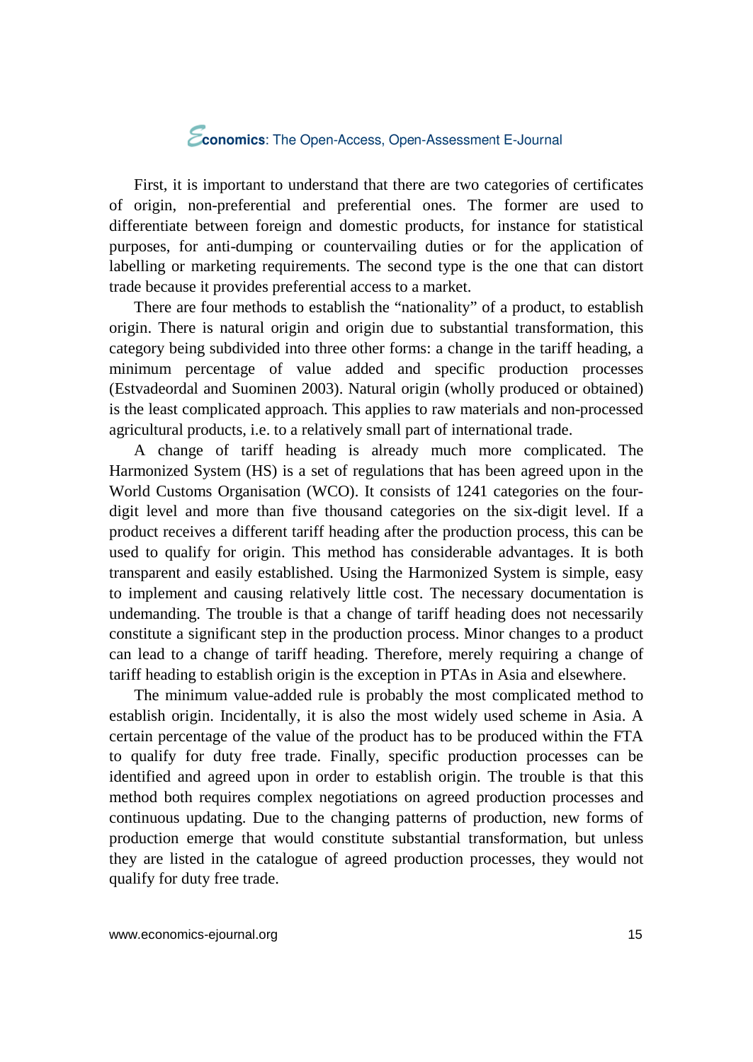First, it is important to understand that there are two categories of certificates of origin, non-preferential and preferential ones. The former are used to differentiate between foreign and domestic products, for instance for statistical purposes, for anti-dumping or countervailing duties or for the application of labelling or marketing requirements. The second type is the one that can distort trade because it provides preferential access to a market.

There are four methods to establish the "nationality" of a product, to establish origin. There is natural origin and origin due to substantial transformation, this category being subdivided into three other forms: a change in the tariff heading, a minimum percentage of value added and specific production processes (Estvadeordal and Suominen 2003). Natural origin (wholly produced or obtained) is the least complicated approach. This applies to raw materials and non-processed agricultural products, i.e. to a relatively small part of international trade.

A change of tariff heading is already much more complicated. The Harmonized System (HS) is a set of regulations that has been agreed upon in the World Customs Organisation (WCO). It consists of 1241 categories on the four-digit level and more than five thousand categories on the six-digit level. If a product receives a different tariff heading after the production process, this can be used to qualify for origin. This method has considerable advantages. It is both transparent and easily established. Using the Harmonized System is simple, easy to implement and causing relatively little cost. The necessary documentation is undemanding. The trouble is that a change of tariff heading does not necessarily constitute a significant step in the production process. Minor changes to a product can lead to a change of tariff heading. Therefore, merely requiring a change of tariff heading to establish origin is the exception in PTAs in Asia and elsewhere.

The minimum value-added rule is probably the most complicated method to establish origin. Incidentally, it is also the most widely used scheme in Asia. A certain percentage of the value of the product has to be produced within the FTA to qualify for duty free trade. Finally, specific production processes can be identified and agreed upon in order to establish origin. The trouble is that this method both requires complex negotiations on agreed production processes and continuous updating. Due to the changing patterns of production, new forms of production emerge that would constitute substantial transformation, but unless they are listed in the catalogue of agreed production processes, they would not qualify for duty free trade.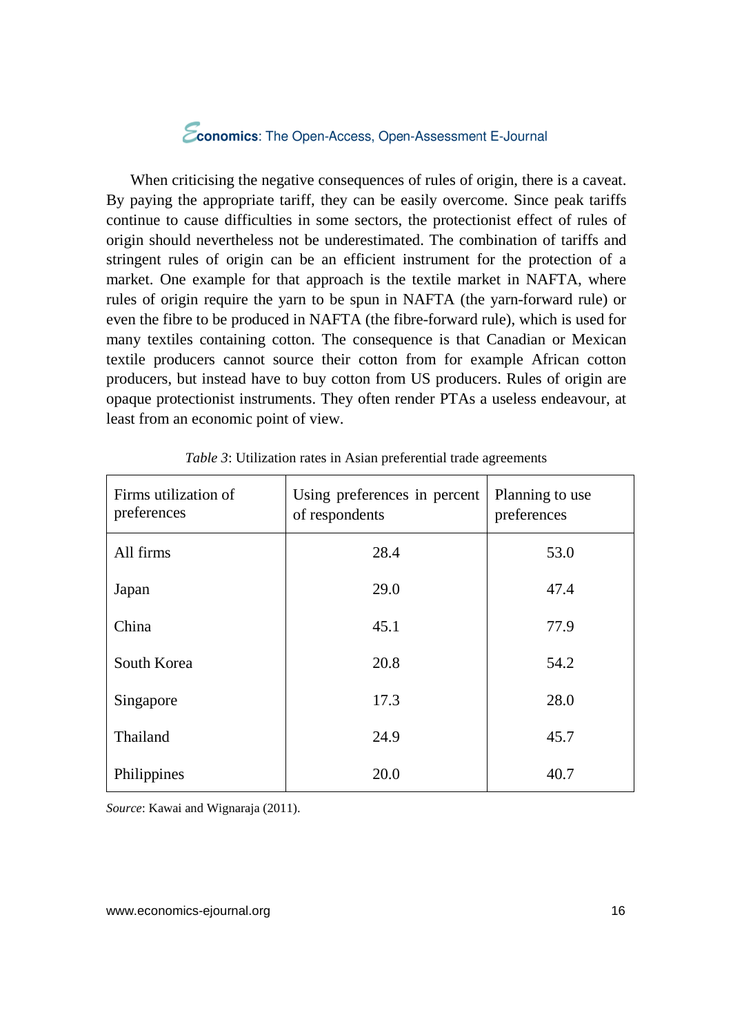When criticising the negative consequences of rules of origin, there is a caveat. By paying the appropriate tariff, they can be easily overcome. Since peak tariffs continue to cause difficulties in some sectors, the protectionist effect of rules of origin should nevertheless not be underestimated. The combination of tariffs and stringent rules of origin can be an efficient instrument for the protection of a market. One example for that approach is the textile market in NAFTA, where rules of origin require the yarn to be spun in NAFTA (the yarn-forward rule) or even the fibre to be produced in NAFTA (the fibre-forward rule), which is used for many textiles containing cotton. The consequence is that Canadian or Mexican textile producers cannot source their cotton from for example African cotton producers, but instead have to buy cotton from US producers. Rules of origin are opaque protectionist instruments. They often render PTAs a useless endeavour, at least from an economic point of view.

*Table 3*: Utilization rates in Asian preferential trade agreements

| Firms utilization of preferences | Using preferences in percent of respondents | Planning to use preferences |
|---|---|---|
| All firms | 28.4 | 53.0 |
| Japan | 29.0 | 47.4 |
| China | 45.1 | 77.9 |
| South Korea | 20.8 | 54.2 |
| Singapore | 17.3 | 28.0 |
| Thailand | 24.9 | 45.7 |
| Philippines | 20.0 | 40.7 |

*Source*: Kawai and Wignaraja (2011).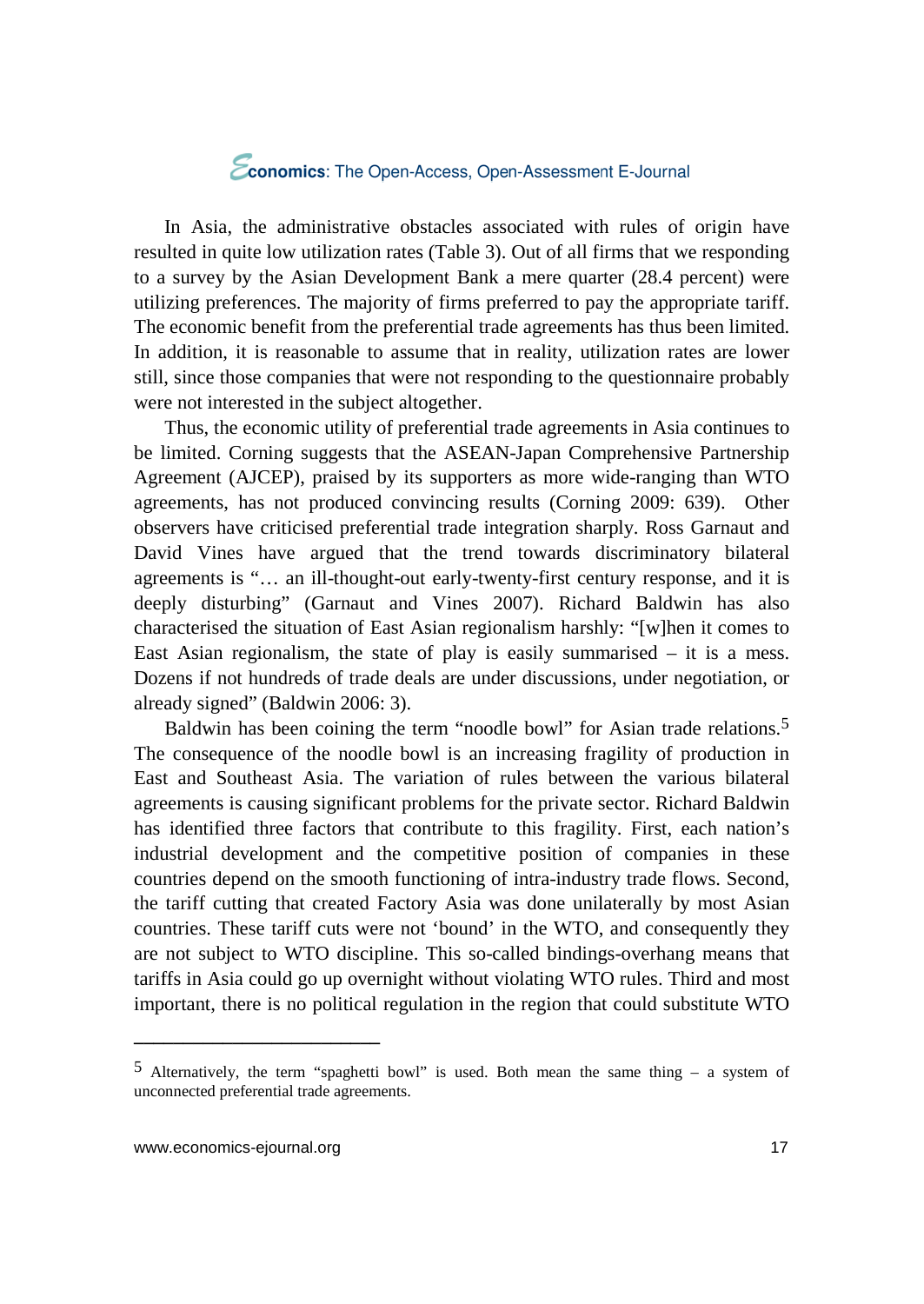In Asia, the administrative obstacles associated with rules of origin have resulted in quite low utilization rates (Table 3). Out of all firms that we responding to a survey by the Asian Development Bank a mere quarter (28.4 percent) were utilizing preferences. The majority of firms preferred to pay the appropriate tariff. The economic benefit from the preferential trade agreements has thus been limited. In addition, it is reasonable to assume that in reality, utilization rates are lower still, since those companies that were not responding to the questionnaire probably were not interested in the subject altogether.

Thus, the economic utility of preferential trade agreements in Asia continues to be limited. Corning suggests that the ASEAN-Japan Comprehensive Partnership Agreement (AJCEP), praised by its supporters as more wide-ranging than WTO agreements, has not produced convincing results (Corning 2009: 639). Other observers have criticised preferential trade integration sharply. Ross Garnaut and David Vines have argued that the trend towards discriminatory bilateral agreements is "… an ill-thought-out early-twenty-first century response, and it is deeply disturbing" (Garnaut and Vines 2007). Richard Baldwin has also characterised the situation of East Asian regionalism harshly: "[w]hen it comes to East Asian regionalism, the state of play is easily summarised – it is a mess. Dozens if not hundreds of trade deals are under discussions, under negotiation, or already signed" (Baldwin 2006: 3).

Baldwin has been coining the term "noodle bowl" for Asian trade relations.[5] The consequence of the noodle bowl is an increasing fragility of production in East and Southeast Asia. The variation of rules between the various bilateral agreements is causing significant problems for the private sector. Richard Baldwin has identified three factors that contribute to this fragility. First, each nation's industrial development and the competitive position of companies in these countries depend on the smooth functioning of intra-industry trade flows. Second, the tariff cutting that created Factory Asia was done unilaterally by most Asian countries. These tariff cuts were not 'bound' in the WTO, and consequently they are not subject to WTO discipline. This so-called bindings-overhang means that tariffs in Asia could go up overnight without violating WTO rules. Third and most important, there is no political regulation in the region that could substitute WTO

---

[5] Alternatively, the term "spaghetti bowl" is used. Both mean the same thing – a system of unconnected preferential trade agreements.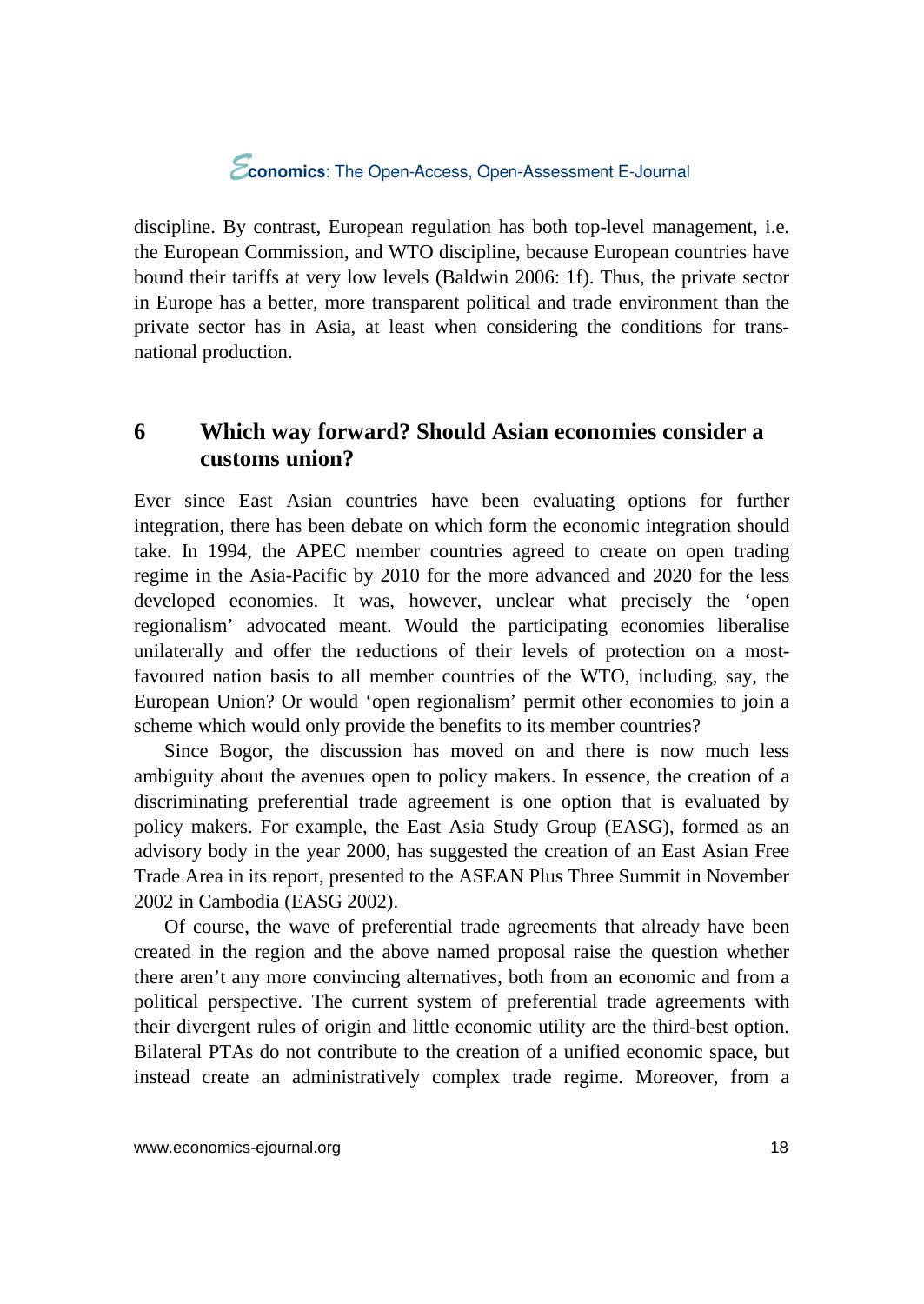discipline. By contrast, European regulation has both top-level management, i.e. the European Commission, and WTO discipline, because European countries have bound their tariffs at very low levels (Baldwin 2006: 1f). Thus, the private sector in Europe has a better, more transparent political and trade environment than the private sector has in Asia, at least when considering the conditions for trans-national production.

## 6 Which way forward? Should Asian economies consider a customs union?

Ever since East Asian countries have been evaluating options for further integration, there has been debate on which form the economic integration should take. In 1994, the APEC member countries agreed to create on open trading regime in the Asia-Pacific by 2010 for the more advanced and 2020 for the less developed economies. It was, however, unclear what precisely the 'open regionalism' advocated meant. Would the participating economies liberalise unilaterally and offer the reductions of their levels of protection on a most-favoured nation basis to all member countries of the WTO, including, say, the European Union? Or would 'open regionalism' permit other economies to join a scheme which would only provide the benefits to its member countries?

Since Bogor, the discussion has moved on and there is now much less ambiguity about the avenues open to policy makers. In essence, the creation of a discriminating preferential trade agreement is one option that is evaluated by policy makers. For example, the East Asia Study Group (EASG), formed as an advisory body in the year 2000, has suggested the creation of an East Asian Free Trade Area in its report, presented to the ASEAN Plus Three Summit in November 2002 in Cambodia (EASG 2002).

Of course, the wave of preferential trade agreements that already have been created in the region and the above named proposal raise the question whether there aren't any more convincing alternatives, both from an economic and from a political perspective. The current system of preferential trade agreements with their divergent rules of origin and little economic utility are the third-best option. Bilateral PTAs do not contribute to the creation of a unified economic space, but instead create an administratively complex trade regime. Moreover, from a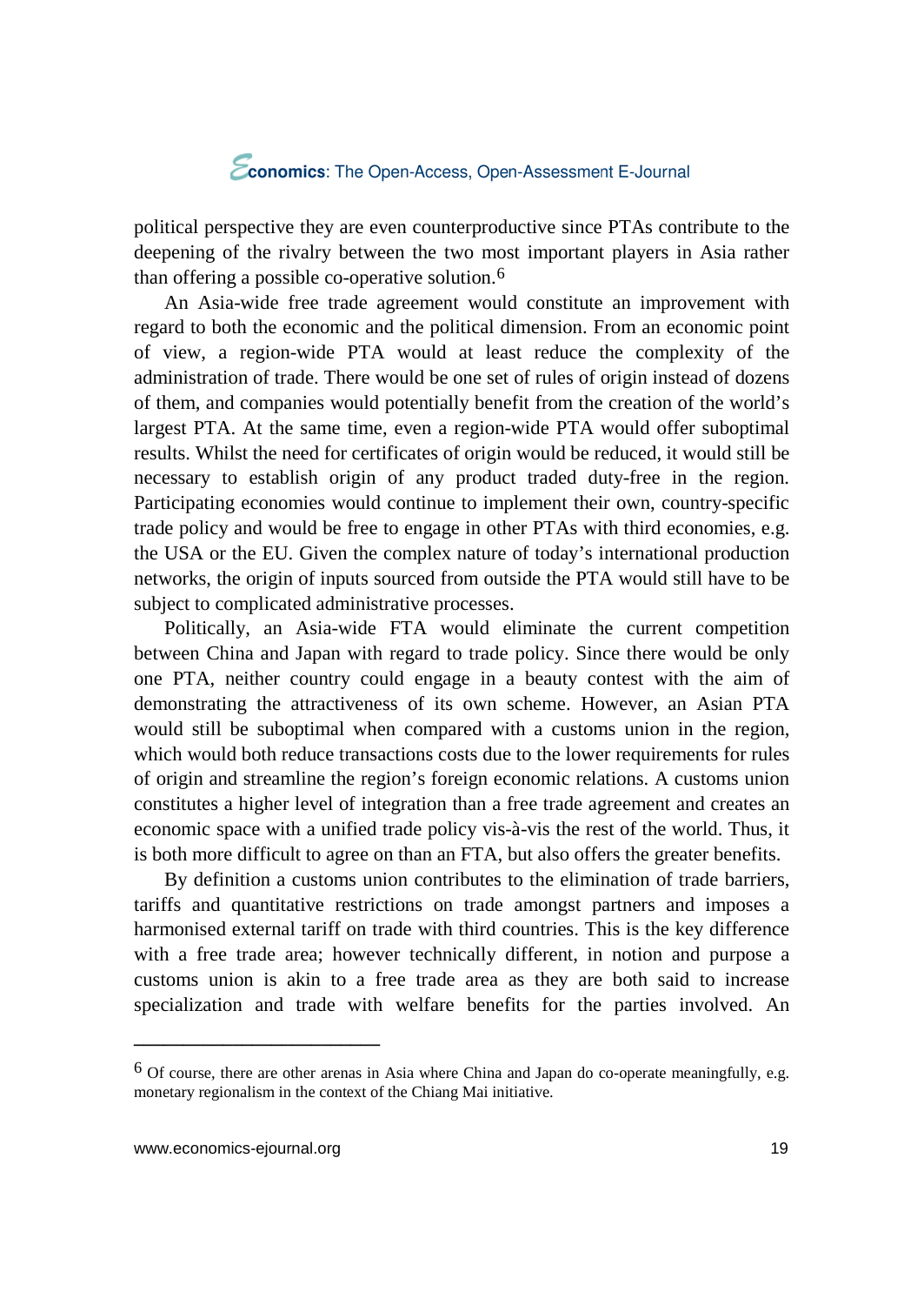political perspective they are even counterproductive since PTAs contribute to the deepening of the rivalry between the two most important players in Asia rather than offering a possible co-operative solution.[6]

An Asia-wide free trade agreement would constitute an improvement with regard to both the economic and the political dimension. From an economic point of view, a region-wide PTA would at least reduce the complexity of the administration of trade. There would be one set of rules of origin instead of dozens of them, and companies would potentially benefit from the creation of the world's largest PTA. At the same time, even a region-wide PTA would offer suboptimal results. Whilst the need for certificates of origin would be reduced, it would still be necessary to establish origin of any product traded duty-free in the region. Participating economies would continue to implement their own, country-specific trade policy and would be free to engage in other PTAs with third economies, e.g. the USA or the EU. Given the complex nature of today's international production networks, the origin of inputs sourced from outside the PTA would still have to be subject to complicated administrative processes.

Politically, an Asia-wide FTA would eliminate the current competition between China and Japan with regard to trade policy. Since there would be only one PTA, neither country could engage in a beauty contest with the aim of demonstrating the attractiveness of its own scheme. However, an Asian PTA would still be suboptimal when compared with a customs union in the region, which would both reduce transactions costs due to the lower requirements for rules of origin and streamline the region's foreign economic relations. A customs union constitutes a higher level of integration than a free trade agreement and creates an economic space with a unified trade policy vis-à-vis the rest of the world. Thus, it is both more difficult to agree on than an FTA, but also offers the greater benefits.

By definition a customs union contributes to the elimination of trade barriers, tariffs and quantitative restrictions on trade amongst partners and imposes a harmonised external tariff on trade with third countries. This is the key difference with a free trade area; however technically different, in notion and purpose a customs union is akin to a free trade area as they are both said to increase specialization and trade with welfare benefits for the parties involved. An

---

[6] Of course, there are other arenas in Asia where China and Japan do co-operate meaningfully, e.g. monetary regionalism in the context of the Chiang Mai initiative.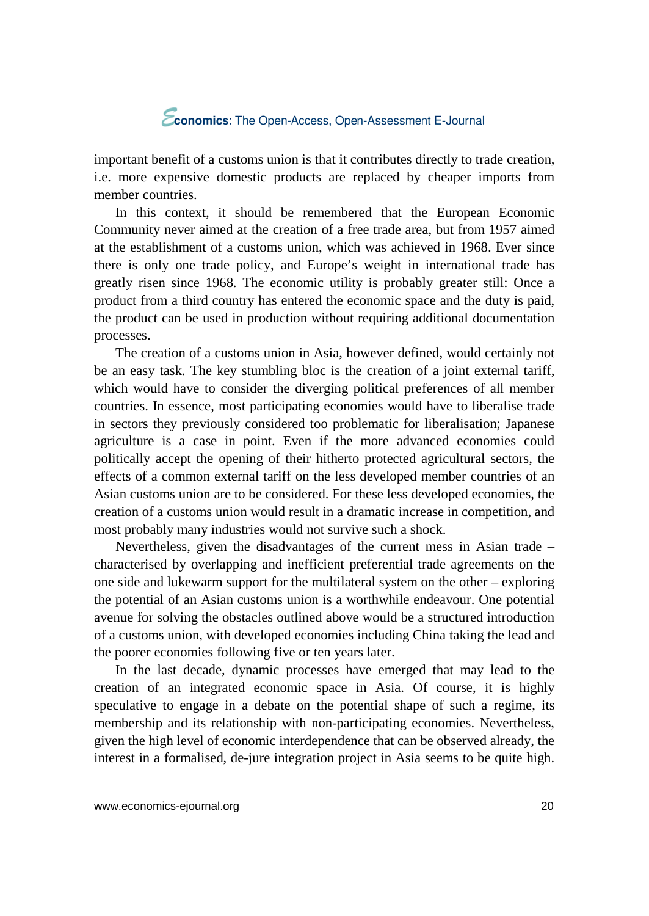important benefit of a customs union is that it contributes directly to trade creation, i.e. more expensive domestic products are replaced by cheaper imports from member countries.

In this context, it should be remembered that the European Economic Community never aimed at the creation of a free trade area, but from 1957 aimed at the establishment of a customs union, which was achieved in 1968. Ever since there is only one trade policy, and Europe's weight in international trade has greatly risen since 1968. The economic utility is probably greater still: Once a product from a third country has entered the economic space and the duty is paid, the product can be used in production without requiring additional documentation processes.

The creation of a customs union in Asia, however defined, would certainly not be an easy task. The key stumbling bloc is the creation of a joint external tariff, which would have to consider the diverging political preferences of all member countries. In essence, most participating economies would have to liberalise trade in sectors they previously considered too problematic for liberalisation; Japanese agriculture is a case in point. Even if the more advanced economies could politically accept the opening of their hitherto protected agricultural sectors, the effects of a common external tariff on the less developed member countries of an Asian customs union are to be considered. For these less developed economies, the creation of a customs union would result in a dramatic increase in competition, and most probably many industries would not survive such a shock.

Nevertheless, given the disadvantages of the current mess in Asian trade – characterised by overlapping and inefficient preferential trade agreements on the one side and lukewarm support for the multilateral system on the other – exploring the potential of an Asian customs union is a worthwhile endeavour. One potential avenue for solving the obstacles outlined above would be a structured introduction of a customs union, with developed economies including China taking the lead and the poorer economies following five or ten years later.

In the last decade, dynamic processes have emerged that may lead to the creation of an integrated economic space in Asia. Of course, it is highly speculative to engage in a debate on the potential shape of such a regime, its membership and its relationship with non-participating economies. Nevertheless, given the high level of economic interdependence that can be observed already, the interest in a formalised, de-jure integration project in Asia seems to be quite high.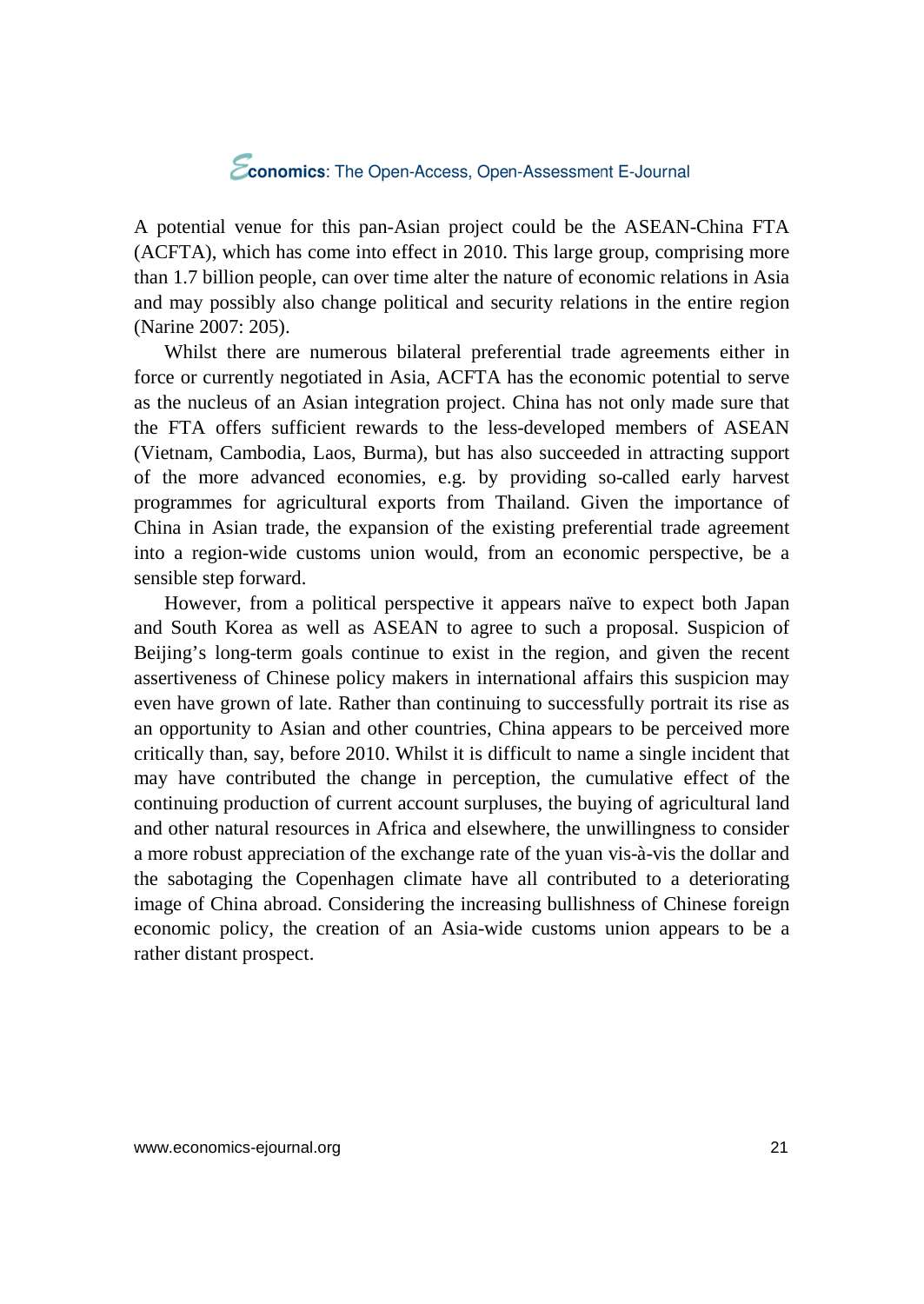A potential venue for this pan-Asian project could be the ASEAN-China FTA (ACFTA), which has come into effect in 2010. This large group, comprising more than 1.7 billion people, can over time alter the nature of economic relations in Asia and may possibly also change political and security relations in the entire region (Narine 2007: 205).

Whilst there are numerous bilateral preferential trade agreements either in force or currently negotiated in Asia, ACFTA has the economic potential to serve as the nucleus of an Asian integration project. China has not only made sure that the FTA offers sufficient rewards to the less-developed members of ASEAN (Vietnam, Cambodia, Laos, Burma), but has also succeeded in attracting support of the more advanced economies, e.g. by providing so-called early harvest programmes for agricultural exports from Thailand. Given the importance of China in Asian trade, the expansion of the existing preferential trade agreement into a region-wide customs union would, from an economic perspective, be a sensible step forward.

However, from a political perspective it appears naïve to expect both Japan and South Korea as well as ASEAN to agree to such a proposal. Suspicion of Beijing's long-term goals continue to exist in the region, and given the recent assertiveness of Chinese policy makers in international affairs this suspicion may even have grown of late. Rather than continuing to successfully portrait its rise as an opportunity to Asian and other countries, China appears to be perceived more critically than, say, before 2010. Whilst it is difficult to name a single incident that may have contributed the change in perception, the cumulative effect of the continuing production of current account surpluses, the buying of agricultural land and other natural resources in Africa and elsewhere, the unwillingness to consider a more robust appreciation of the exchange rate of the yuan vis-à-vis the dollar and the sabotaging the Copenhagen climate have all contributed to a deteriorating image of China abroad. Considering the increasing bullishness of Chinese foreign economic policy, the creation of an Asia-wide customs union appears to be a rather distant prospect.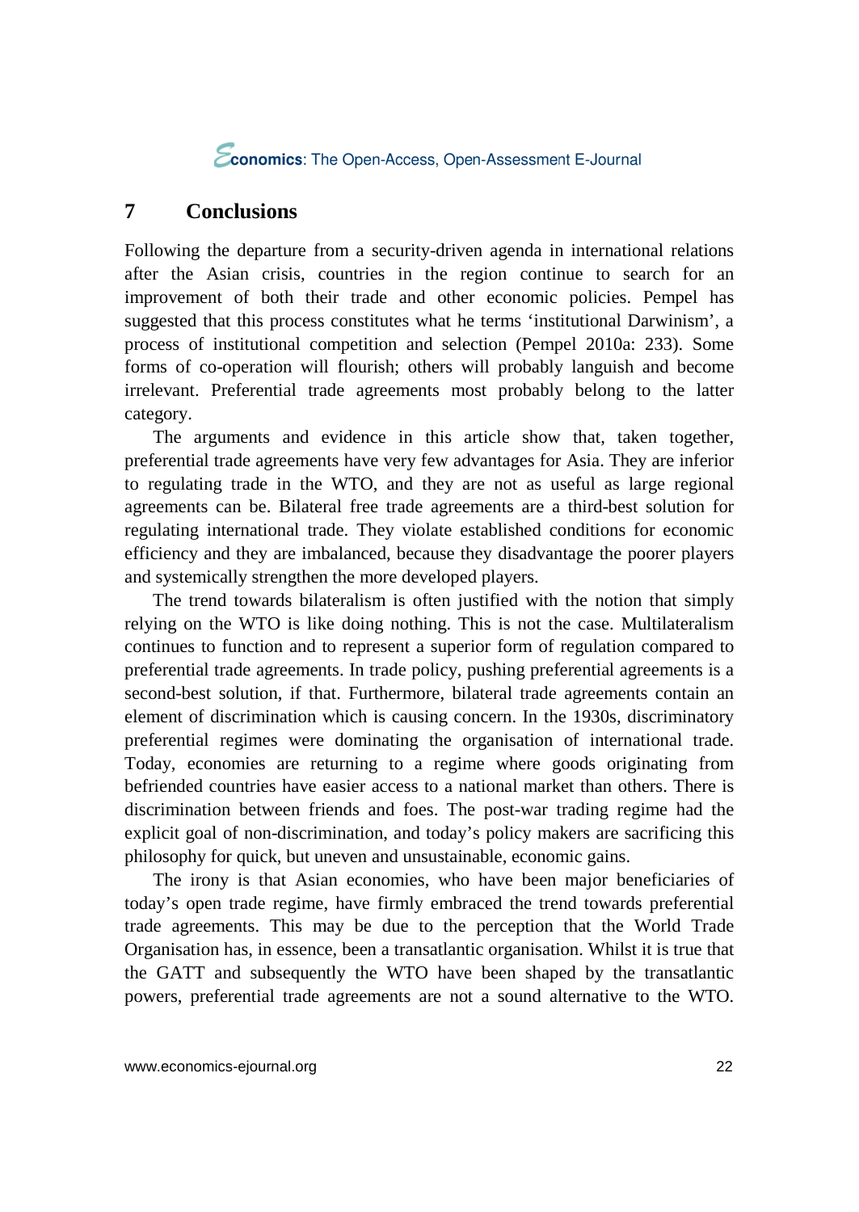## 7 Conclusions

Following the departure from a security-driven agenda in international relations after the Asian crisis, countries in the region continue to search for an improvement of both their trade and other economic policies. Pempel has suggested that this process constitutes what he terms 'institutional Darwinism', a process of institutional competition and selection (Pempel 2010a: 233). Some forms of co-operation will flourish; others will probably languish and become irrelevant. Preferential trade agreements most probably belong to the latter category.

The arguments and evidence in this article show that, taken together, preferential trade agreements have very few advantages for Asia. They are inferior to regulating trade in the WTO, and they are not as useful as large regional agreements can be. Bilateral free trade agreements are a third-best solution for regulating international trade. They violate established conditions for economic efficiency and they are imbalanced, because they disadvantage the poorer players and systemically strengthen the more developed players.

The trend towards bilateralism is often justified with the notion that simply relying on the WTO is like doing nothing. This is not the case. Multilateralism continues to function and to represent a superior form of regulation compared to preferential trade agreements. In trade policy, pushing preferential agreements is a second-best solution, if that. Furthermore, bilateral trade agreements contain an element of discrimination which is causing concern. In the 1930s, discriminatory preferential regimes were dominating the organisation of international trade. Today, economies are returning to a regime where goods originating from befriended countries have easier access to a national market than others. There is discrimination between friends and foes. The post-war trading regime had the explicit goal of non-discrimination, and today's policy makers are sacrificing this philosophy for quick, but uneven and unsustainable, economic gains.

The irony is that Asian economies, who have been major beneficiaries of today's open trade regime, have firmly embraced the trend towards preferential trade agreements. This may be due to the perception that the World Trade Organisation has, in essence, been a transatlantic organisation. Whilst it is true that the GATT and subsequently the WTO have been shaped by the transatlantic powers, preferential trade agreements are not a sound alternative to the WTO.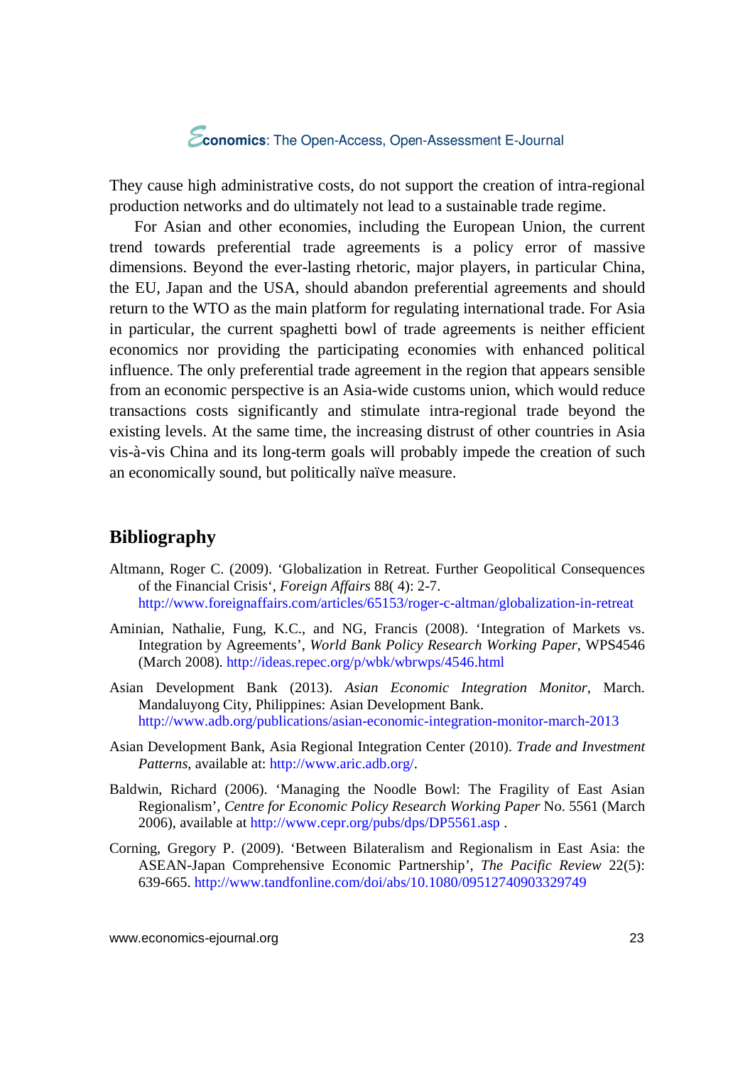They cause high administrative costs, do not support the creation of intra-regional production networks and do ultimately not lead to a sustainable trade regime.

For Asian and other economies, including the European Union, the current trend towards preferential trade agreements is a policy error of massive dimensions. Beyond the ever-lasting rhetoric, major players, in particular China, the EU, Japan and the USA, should abandon preferential agreements and should return to the WTO as the main platform for regulating international trade. For Asia in particular, the current spaghetti bowl of trade agreements is neither efficient economics nor providing the participating economies with enhanced political influence. The only preferential trade agreement in the region that appears sensible from an economic perspective is an Asia-wide customs union, which would reduce transactions costs significantly and stimulate intra-regional trade beyond the existing levels. At the same time, the increasing distrust of other countries in Asia vis-à-vis China and its long-term goals will probably impede the creation of such an economically sound, but politically naïve measure.

## Bibliography

Altmann, Roger C. (2009). 'Globalization in Retreat. Further Geopolitical Consequences of the Financial Crisis', *Foreign Affairs* 88( 4): 2-7. http://www.foreignaffairs.com/articles/65153/roger-c-altman/globalization-in-retreat

Aminian, Nathalie, Fung, K.C., and NG, Francis (2008). 'Integration of Markets vs. Integration by Agreements', *World Bank Policy Research Working Paper*, WPS4546 (March 2008). http://ideas.repec.org/p/wbk/wbrwps/4546.html

Asian Development Bank (2013). *Asian Economic Integration Monitor*, March. Mandaluyong City, Philippines: Asian Development Bank. http://www.adb.org/publications/asian-economic-integration-monitor-march-2013

Asian Development Bank, Asia Regional Integration Center (2010). *Trade and Investment Patterns*, available at: http://www.aric.adb.org/.

Baldwin, Richard (2006). 'Managing the Noodle Bowl: The Fragility of East Asian Regionalism', *Centre for Economic Policy Research Working Paper* No. 5561 (March 2006), available at http://www.cepr.org/pubs/dps/DP5561.asp .

Corning, Gregory P. (2009). 'Between Bilateralism and Regionalism in East Asia: the ASEAN-Japan Comprehensive Economic Partnership', *The Pacific Review* 22(5): 639-665. http://www.tandfonline.com/doi/abs/10.1080/09512740903329749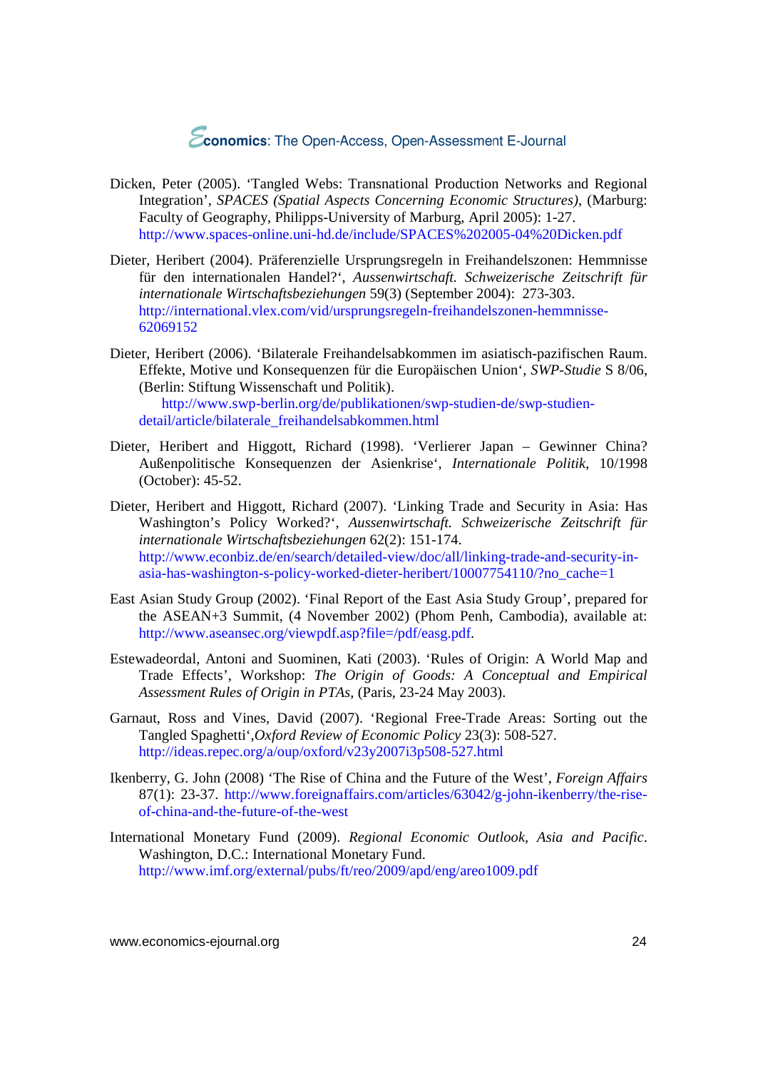Dicken, Peter (2005). 'Tangled Webs: Transnational Production Networks and Regional Integration', *SPACES (Spatial Aspects Concerning Economic Structures)*, (Marburg: Faculty of Geography, Philipps-University of Marburg, April 2005): 1-27. http://www.spaces-online.uni-hd.de/include/SPACES%202005-04%20Dicken.pdf

Dieter, Heribert (2004). Präferenzielle Ursprungsregeln in Freihandelszonen: Hemmnisse für den internationalen Handel?', *Aussenwirtschaft. Schweizerische Zeitschrift für internationale Wirtschaftsbeziehungen* 59(3) (September 2004): 273-303. http://international.vlex.com/vid/ursprungsregeln-freihandelszonen-hemmnisse-62069152

Dieter, Heribert (2006). 'Bilaterale Freihandelsabkommen im asiatisch-pazifischen Raum. Effekte, Motive und Konsequenzen für die Europäischen Union', *SWP-Studie* S 8/06, (Berlin: Stiftung Wissenschaft und Politik). http://www.swp-berlin.org/de/publikationen/swp-studien-de/swp-studien-detail/article/bilaterale_freihandelsabkommen.html

Dieter, Heribert and Higgott, Richard (1998). 'Verlierer Japan – Gewinner China? Außenpolitische Konsequenzen der Asienkrise', *Internationale Politik*, 10/1998 (October): 45-52.

Dieter, Heribert and Higgott, Richard (2007). 'Linking Trade and Security in Asia: Has Washington's Policy Worked?', *Aussenwirtschaft. Schweizerische Zeitschrift für internationale Wirtschaftsbeziehungen* 62(2): 151-174. http://www.econbiz.de/en/search/detailed-view/doc/all/linking-trade-and-security-in-asia-has-washington-s-policy-worked-dieter-heribert/10007754110/?no_cache=1

East Asian Study Group (2002). 'Final Report of the East Asia Study Group', prepared for the ASEAN+3 Summit, (4 November 2002) (Phom Penh, Cambodia), available at: http://www.aseansec.org/viewpdf.asp?file=/pdf/easg.pdf.

Estewadeordal, Antoni and Suominen, Kati (2003). 'Rules of Origin: A World Map and Trade Effects', Workshop: *The Origin of Goods: A Conceptual and Empirical Assessment Rules of Origin in PTAs*, (Paris, 23-24 May 2003).

Garnaut, Ross and Vines, David (2007). 'Regional Free-Trade Areas: Sorting out the Tangled Spaghetti',*Oxford Review of Economic Policy* 23(3): 508-527. http://ideas.repec.org/a/oup/oxford/v23y2007i3p508-527.html

Ikenberry, G. John (2008) 'The Rise of China and the Future of the West', *Foreign Affairs* 87(1): 23-37. http://www.foreignaffairs.com/articles/63042/g-john-ikenberry/the-rise-of-china-and-the-future-of-the-west

International Monetary Fund (2009). *Regional Economic Outlook, Asia and Pacific*. Washington, D.C.: International Monetary Fund. http://www.imf.org/external/pubs/ft/reo/2009/apd/eng/areo1009.pdf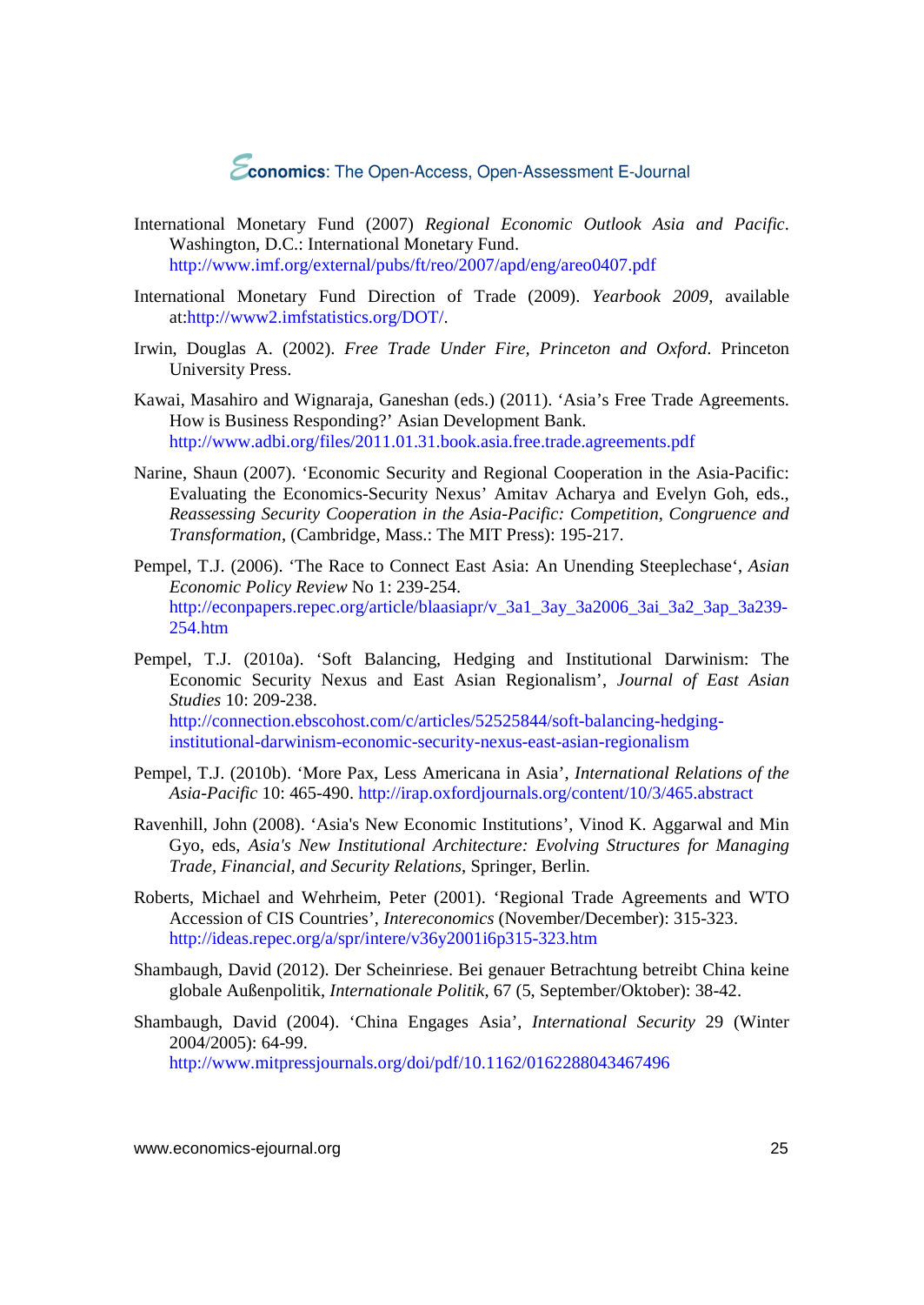International Monetary Fund (2007) *Regional Economic Outlook Asia and Pacific*. Washington, D.C.: International Monetary Fund. http://www.imf.org/external/pubs/ft/reo/2007/apd/eng/areo0407.pdf

International Monetary Fund Direction of Trade (2009). *Yearbook 2009*, available at:http://www2.imfstatistics.org/DOT/.

Irwin, Douglas A. (2002). *Free Trade Under Fire, Princeton and Oxford*. Princeton University Press.

Kawai, Masahiro and Wignaraja, Ganeshan (eds.) (2011). 'Asia's Free Trade Agreements. How is Business Responding?' Asian Development Bank. http://www.adbi.org/files/2011.01.31.book.asia.free.trade.agreements.pdf

Narine, Shaun (2007). 'Economic Security and Regional Cooperation in the Asia-Pacific: Evaluating the Economics-Security Nexus' Amitav Acharya and Evelyn Goh, eds., *Reassessing Security Cooperation in the Asia-Pacific: Competition, Congruence and Transformation*, (Cambridge, Mass.: The MIT Press): 195-217.

Pempel, T.J. (2006). 'The Race to Connect East Asia: An Unending Steeplechase', *Asian Economic Policy Review* No 1: 239-254. http://econpapers.repec.org/article/blaasiapr/v_3a1_3ay_3a2006_3ai_3a2_3ap_3a239-254.htm

Pempel, T.J. (2010a). 'Soft Balancing, Hedging and Institutional Darwinism: The Economic Security Nexus and East Asian Regionalism', *Journal of East Asian Studies* 10: 209-238. http://connection.ebscohost.com/c/articles/52525844/soft-balancing-hedging-institutional-darwinism-economic-security-nexus-east-asian-regionalism

Pempel, T.J. (2010b). 'More Pax, Less Americana in Asia', *International Relations of the Asia-Pacific* 10: 465-490. http://irap.oxfordjournals.org/content/10/3/465.abstract

Ravenhill, John (2008). 'Asia's New Economic Institutions', Vinod K. Aggarwal and Min Gyo, eds, *Asia's New Institutional Architecture: Evolving Structures for Managing Trade, Financial, and Security Relations*, Springer, Berlin.

Roberts, Michael and Wehrheim, Peter (2001). 'Regional Trade Agreements and WTO Accession of CIS Countries', *Intereconomics* (November/December): 315-323. http://ideas.repec.org/a/spr/intere/v36y2001i6p315-323.htm

Shambaugh, David (2012). Der Scheinriese. Bei genauer Betrachtung betreibt China keine globale Außenpolitik, *Internationale Politik*, 67 (5, September/Oktober): 38-42.

Shambaugh, David (2004). 'China Engages Asia', *International Security* 29 (Winter 2004/2005): 64-99. http://www.mitpressjournals.org/doi/pdf/10.1162/0162288043467496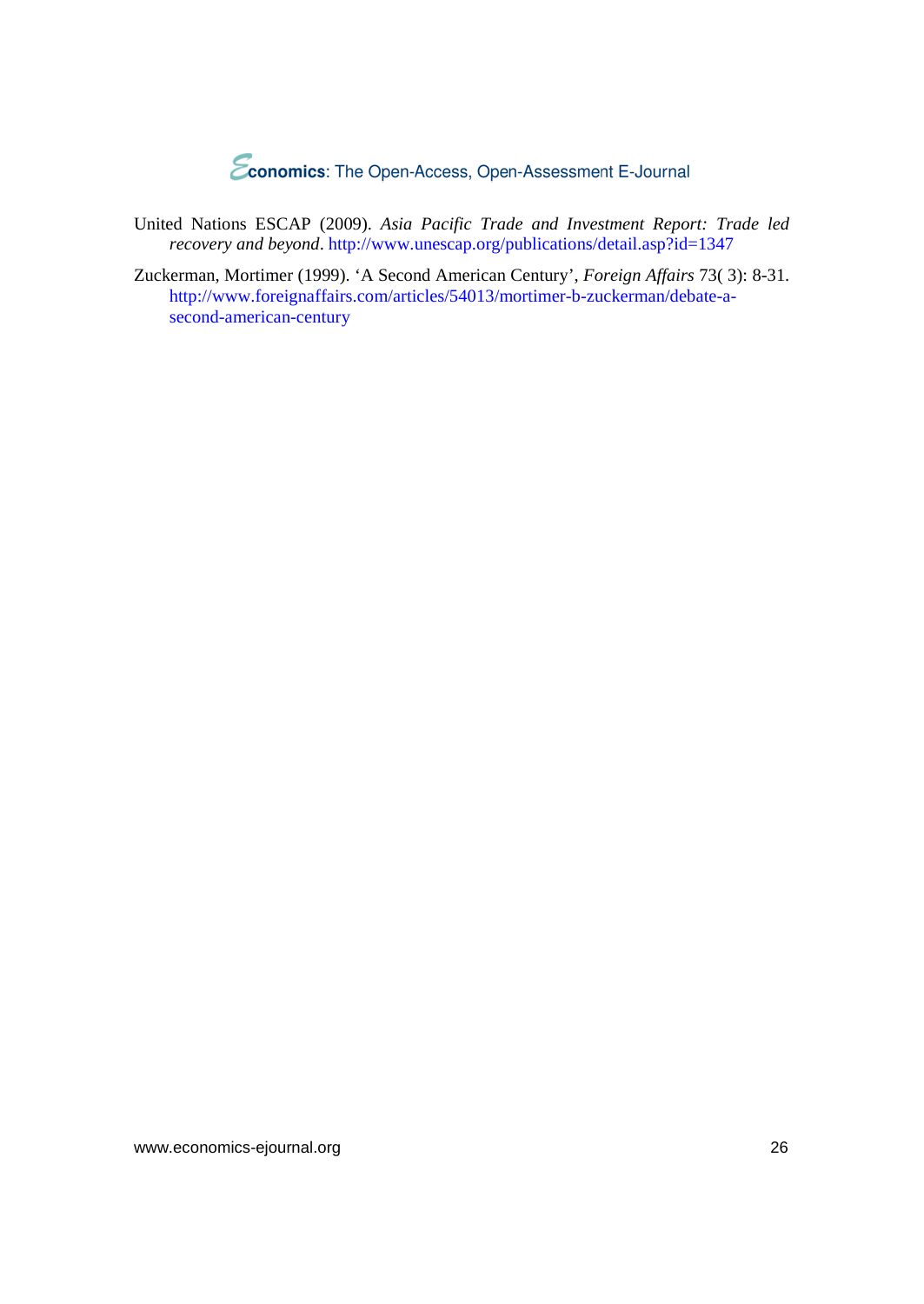United Nations ESCAP (2009). *Asia Pacific Trade and Investment Report: Trade led recovery and beyond*. http://www.unescap.org/publications/detail.asp?id=1347

Zuckerman, Mortimer (1999). 'A Second American Century', *Foreign Affairs* 73( 3): 8-31. http://www.foreignaffairs.com/articles/54013/mortimer-b-zuckerman/debate-a-second-american-century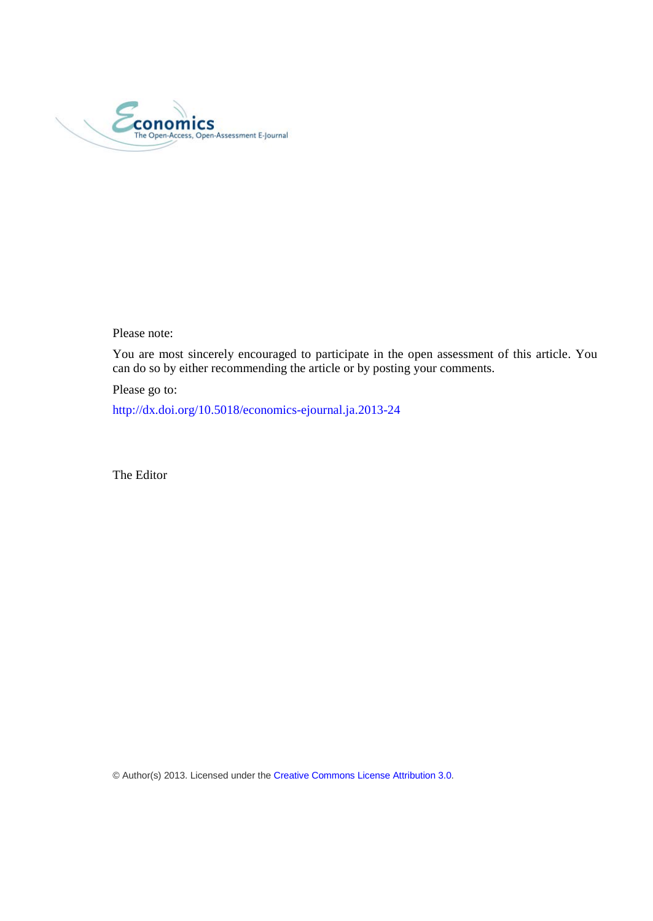Please note:

You are most sincerely encouraged to participate in the open assessment of this article. You can do so by either recommending the article or by posting your comments.

Please go to:

http://dx.doi.org/10.5018/economics-ejournal.ja.2013-24

The Editor

© Author(s) 2013. Licensed under the Creative Commons License Attribution 3.0.